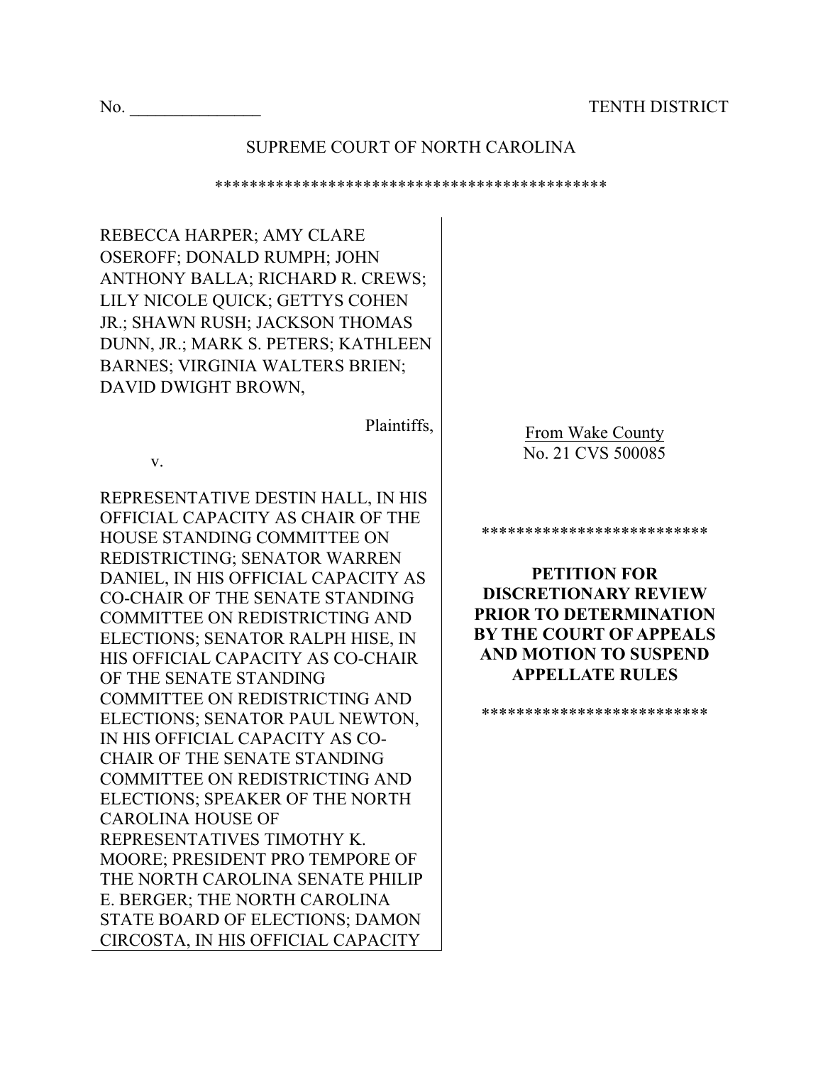No. _______________ TENTH DISTRICT

SUPREME COURT OF NORTH CAROLINA

*********************************************

REBECCA HARPER; AMY CLARE OSEROFF; DONALD RUMPH; JOHN ANTHONY BALLA; RICHARD R. CREWS; LILY NICOLE QUICK; GETTYS COHEN JR.; SHAWN RUSH; JACKSON THOMAS DUNN, JR.; MARK S. PETERS; KATHLEEN BARNES; VIRGINIA WALTERS BRIEN; DAVID DWIGHT BROWN,

Plaintiffs,

v.

REPRESENTATIVE DESTIN HALL, IN HIS OFFICIAL CAPACITY AS CHAIR OF THE HOUSE STANDING COMMITTEE ON REDISTRICTING; SENATOR WARREN DANIEL, IN HIS OFFICIAL CAPACITY AS CO-CHAIR OF THE SENATE STANDING COMMITTEE ON REDISTRICTING AND ELECTIONS; SENATOR RALPH HISE, IN HIS OFFICIAL CAPACITY AS CO-CHAIR OF THE SENATE STANDING COMMITTEE ON REDISTRICTING AND ELECTIONS; SENATOR PAUL NEWTON, IN HIS OFFICIAL CAPACITY AS CO-CHAIR OF THE SENATE STANDING COMMITTEE ON REDISTRICTING AND ELECTIONS; SPEAKER OF THE NORTH CAROLINA HOUSE OF REPRESENTATIVES TIMOTHY K. MOORE; PRESIDENT PRO TEMPORE OF THE NORTH CAROLINA SENATE PHILIP E. BERGER; THE NORTH CAROLINA STATE BOARD OF ELECTIONS; DAMON CIRCOSTA, IN HIS OFFICIAL CAPACITY

From Wake County
No. 21 CVS 500085

*************************

**PETITION FOR DISCRETIONARY REVIEW PRIOR TO DETERMINATION BY THE COURT OF APPEALS AND MOTION TO SUSPEND APPELLATE RULES**

*************************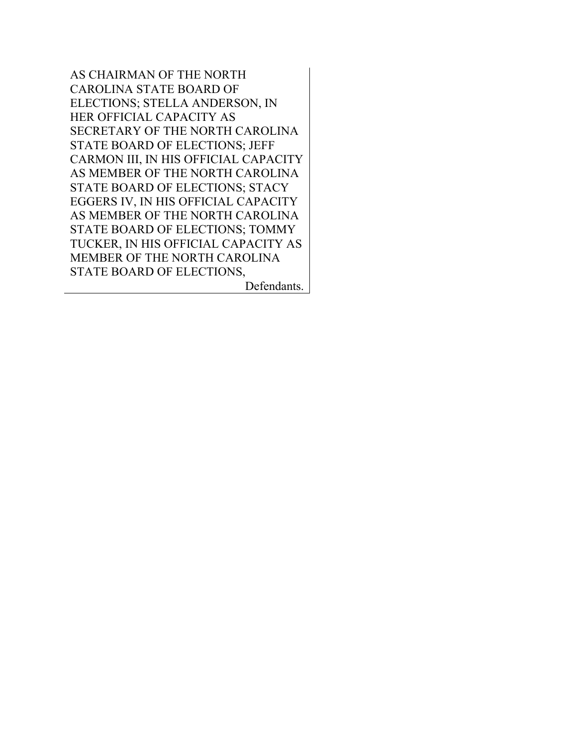AS CHAIRMAN OF THE NORTH CAROLINA STATE BOARD OF ELECTIONS; STELLA ANDERSON, IN HER OFFICIAL CAPACITY AS SECRETARY OF THE NORTH CAROLINA STATE BOARD OF ELECTIONS; JEFF CARMON III, IN HIS OFFICIAL CAPACITY AS MEMBER OF THE NORTH CAROLINA STATE BOARD OF ELECTIONS; STACY EGGERS IV, IN HIS OFFICIAL CAPACITY AS MEMBER OF THE NORTH CAROLINA STATE BOARD OF ELECTIONS; TOMMY TUCKER, IN HIS OFFICIAL CAPACITY AS MEMBER OF THE NORTH CAROLINA STATE BOARD OF ELECTIONS,

Defendants.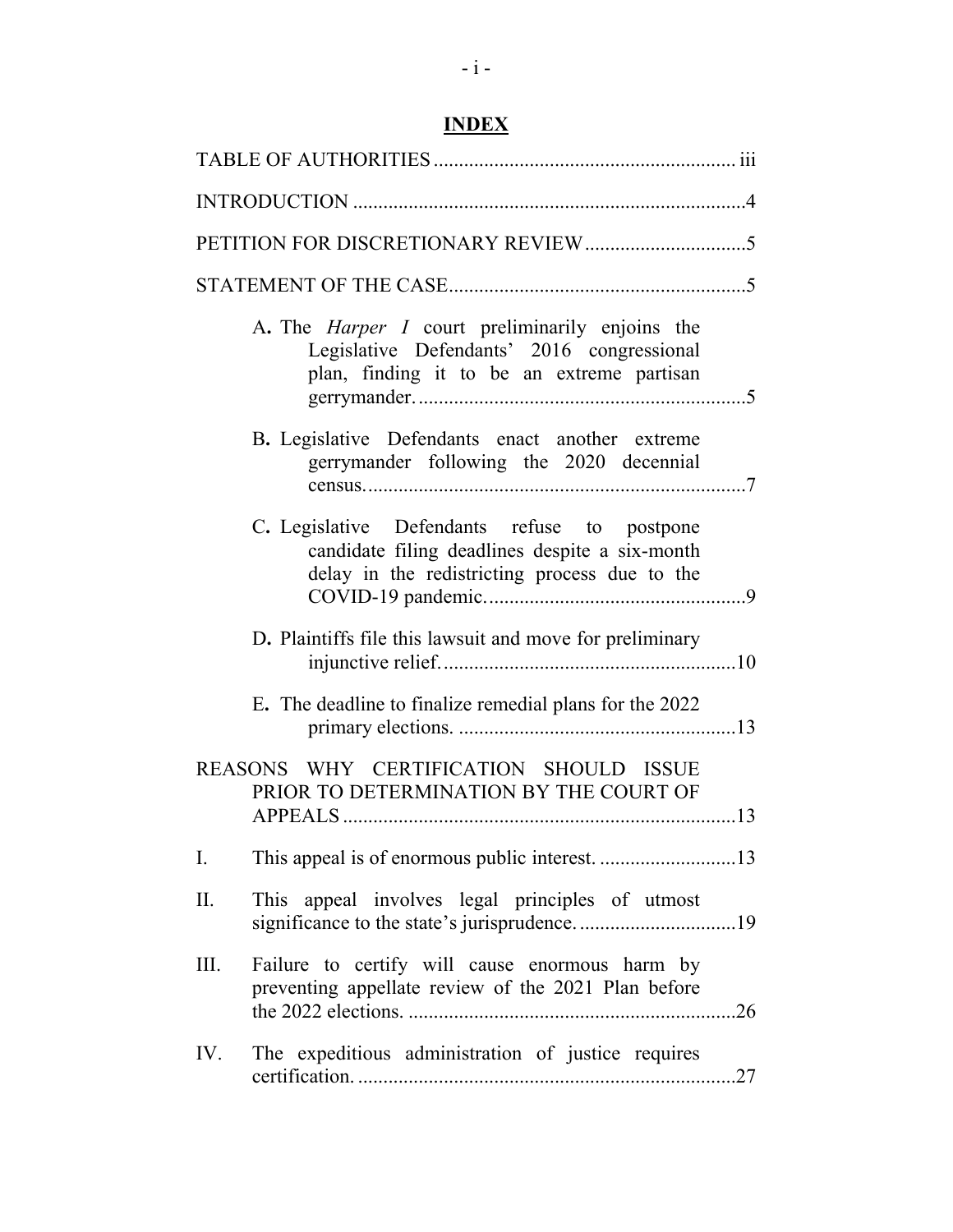# INDEX

TABLE OF AUTHORITIES .......................................................... iii

INTRODUCTION ............................................................................4

PETITION FOR DISCRETIONARY REVIEW ................................5

STATEMENT OF THE CASE..........................................................5

A. The *Harper I* court preliminarily enjoins the Legislative Defendants' 2016 congressional plan, finding it to be an extreme partisan gerrymander. ................................................................5

B. Legislative Defendants enact another extreme gerrymander following the 2020 decennial census. ...........................................................................7

C. Legislative Defendants refuse to postpone candidate filing deadlines despite a six-month delay in the redistricting process due to the COVID-19 pandemic. ..................................................9

D. Plaintiffs file this lawsuit and move for preliminary injunctive relief. ..........................................................10

E. The deadline to finalize remedial plans for the 2022 primary elections. .......................................................13

REASONS WHY CERTIFICATION SHOULD ISSUE PRIOR TO DETERMINATION BY THE COURT OF APPEALS .............................................................................13

I. This appeal is of enormous public interest. ...........................13

II. This appeal involves legal principles of utmost significance to the state's jurisprudence. ...............................19

III. Failure to certify will cause enormous harm by preventing appellate review of the 2021 Plan before the 2022 elections. ................................................................26

IV. The expeditious administration of justice requires certification. ..........................................................................27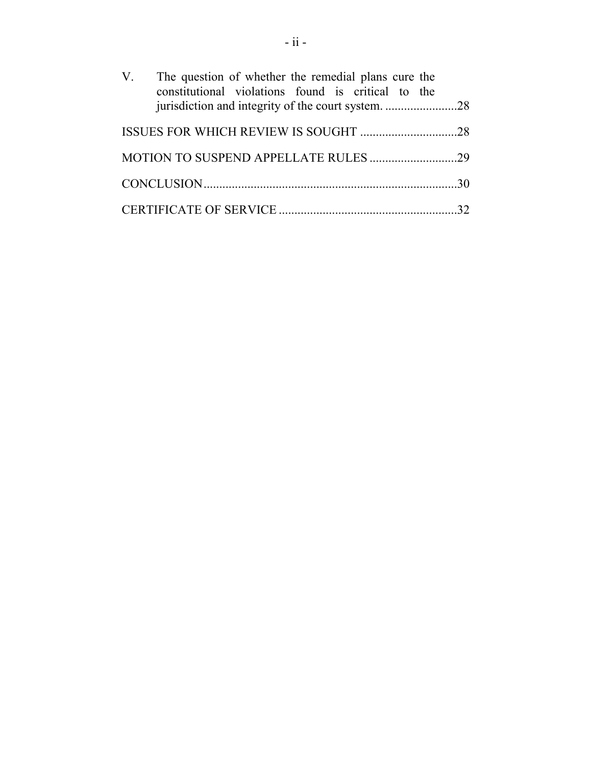V. The question of whether the remedial plans cure the constitutional violations found is critical to the jurisdiction and integrity of the court system. .......................28

ISSUES FOR WHICH REVIEW IS SOUGHT ...............................28

MOTION TO SUSPEND APPELLATE RULES ............................29

CONCLUSION.................................................................................30

CERTIFICATE OF SERVICE .........................................................32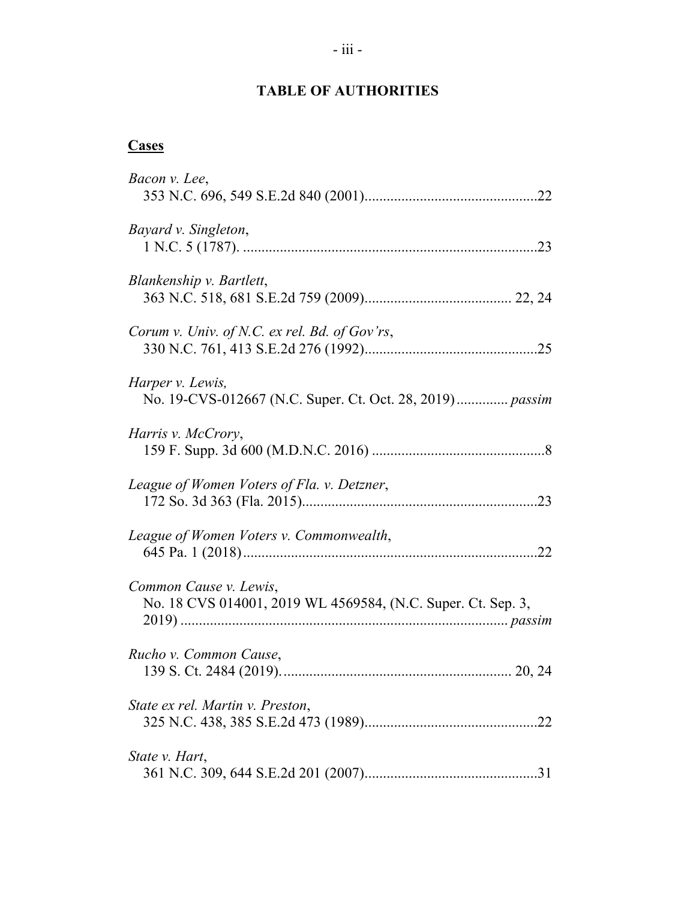# TABLE OF AUTHORITIES

**Cases**

*Bacon v. Lee*,
353 N.C. 696, 549 S.E.2d 840 (2001)...............................................22

*Bayard v. Singleton*,
1 N.C. 5 (1787). ...............................................................................23

*Blankenship v. Bartlett*,
363 N.C. 518, 681 S.E.2d 759 (2009)........................................ 22, 24

*Corum v. Univ. of N.C. ex rel. Bd. of Gov'rs*,
330 N.C. 761, 413 S.E.2d 276 (1992)...............................................25

*Harper v. Lewis,*
No. 19-CVS-012667 (N.C. Super. Ct. Oct. 28, 2019).............. *passim*

*Harris v. McCrory*,
159 F. Supp. 3d 600 (M.D.N.C. 2016) ...............................................8

*League of Women Voters of Fla. v. Detzner*,
172 So. 3d 363 (Fla. 2015)................................................................23

*League of Women Voters v. Commonwealth*,
645 Pa. 1 (2018)................................................................................22

*Common Cause v. Lewis*,
No. 18 CVS 014001, 2019 WL 4569584, (N.C. Super. Ct. Sep. 3, 2019) ........................................................................................ *passim*

*Rucho v. Common Cause*,
139 S. Ct. 2484 (2019)............................................................. 20, 24

*State ex rel. Martin v. Preston*,
325 N.C. 438, 385 S.E.2d 473 (1989)...............................................22

*State v. Hart*,
361 N.C. 309, 644 S.E.2d 201 (2007)...............................................31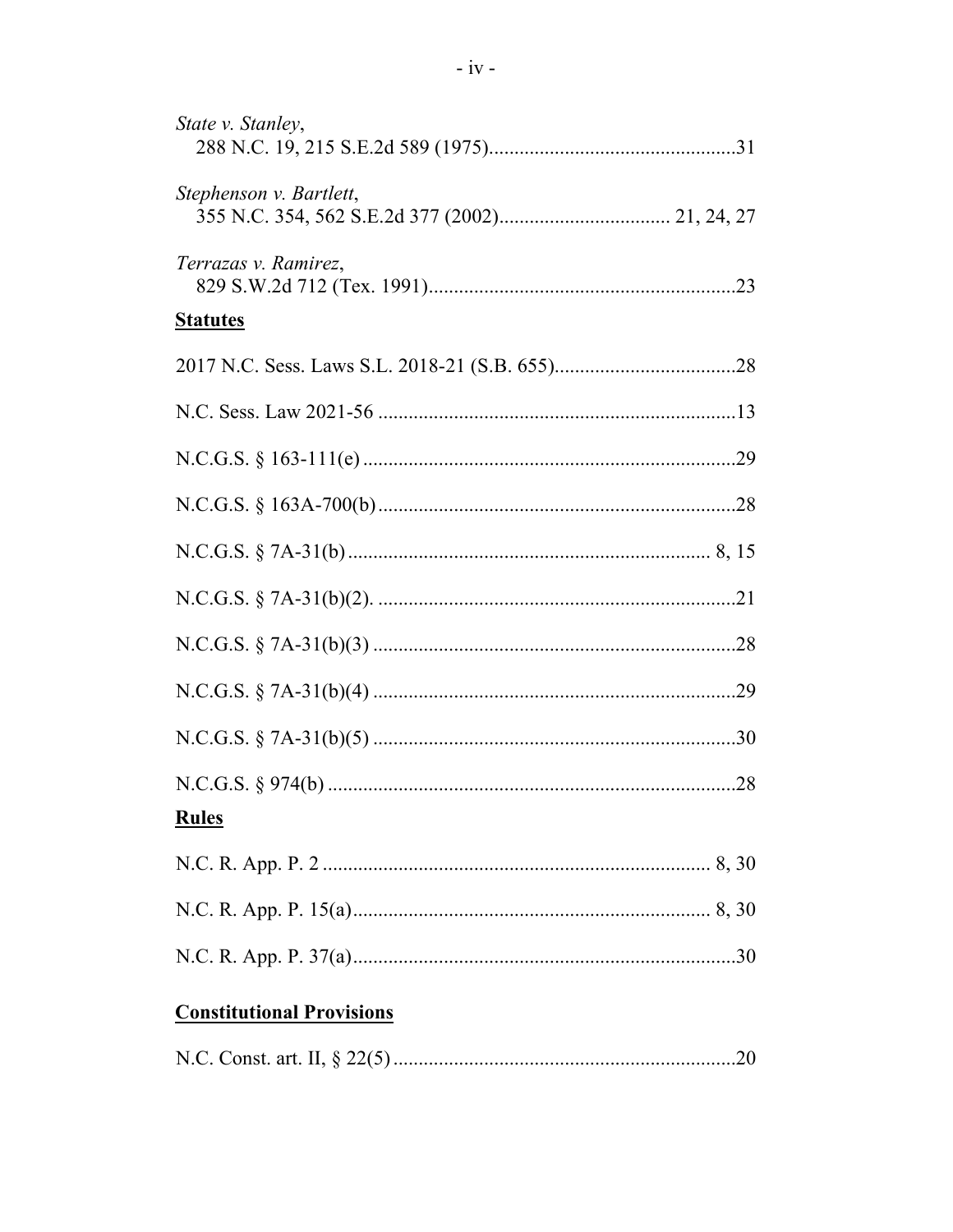*State v. Stanley*,
288 N.C. 19, 215 S.E.2d 589 (1975)....................................................31

*Stephenson v. Bartlett*,
355 N.C. 354, 562 S.E.2d 377 (2002).................................. 21, 24, 27

*Terrazas v. Ramirez*,
829 S.W.2d 712 (Tex. 1991).............................................................23

**Statutes**

2017 N.C. Sess. Laws S.L. 2018-21 (S.B. 655)....................................28

N.C. Sess. Law 2021-56 .......................................................................13

N.C.G.S. § 163-111(e) .........................................................................29

N.C.G.S. § 163A-700(b)......................................................................28

N.C.G.S. § 7A-31(b) ....................................................................... 8, 15

N.C.G.S. § 7A-31(b)(2). ......................................................................21

N.C.G.S. § 7A-31(b)(3) .......................................................................28

N.C.G.S. § 7A-31(b)(4) .......................................................................29

N.C.G.S. § 7A-31(b)(5) .......................................................................30

N.C.G.S. § 974(b) ................................................................................28

**Rules**

N.C. R. App. P. 2 ............................................................................ 8, 30

N.C. R. App. P. 15(a)...................................................................... 8, 30

N.C. R. App. P. 37(a)...........................................................................30

**Constitutional Provisions**

N.C. Const. art. II, § 22(5) ...................................................................20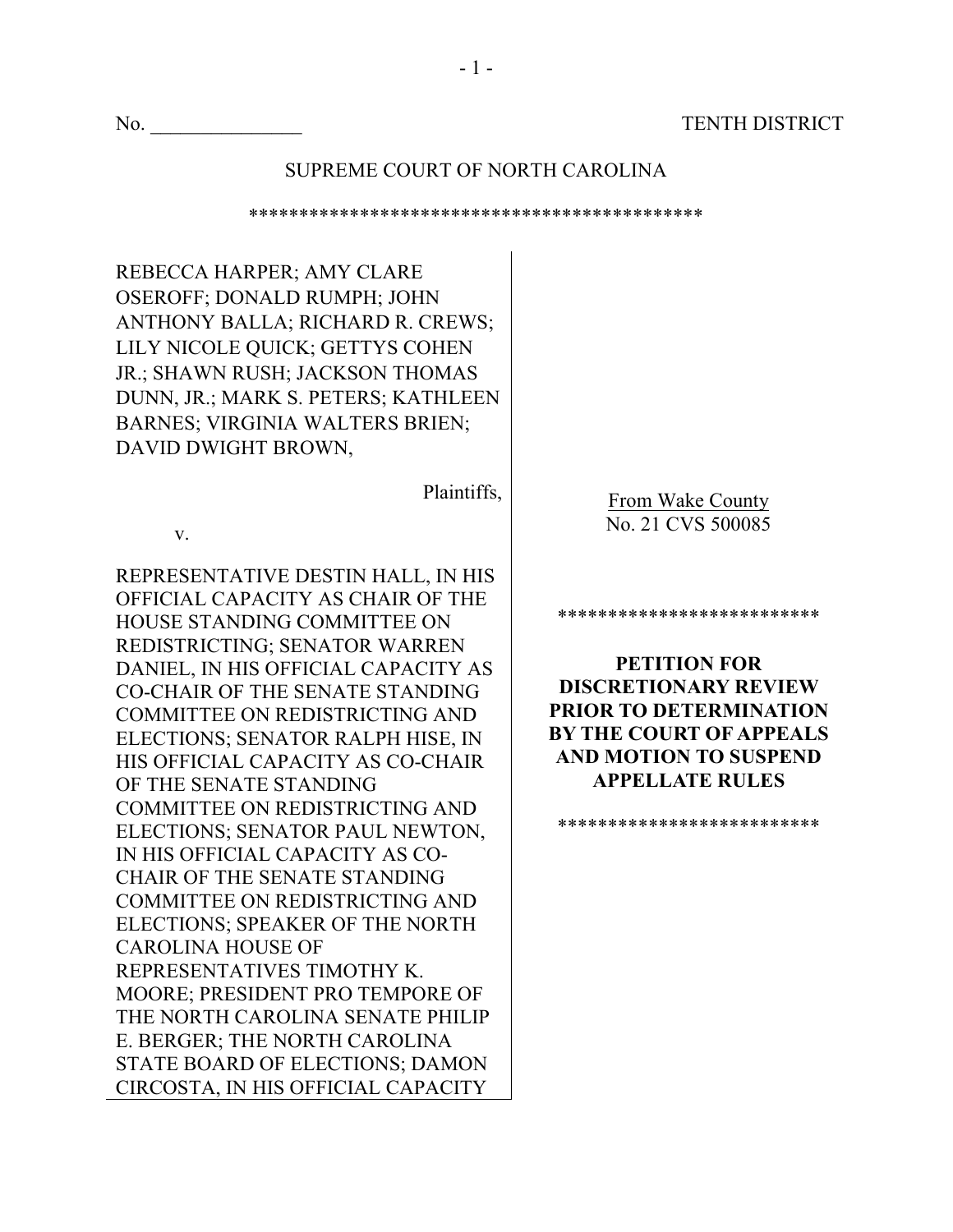No. _______________ TENTH DISTRICT

SUPREME COURT OF NORTH CAROLINA

*********************************************

REBECCA HARPER; AMY CLARE OSEROFF; DONALD RUMPH; JOHN ANTHONY BALLA; RICHARD R. CREWS; LILY NICOLE QUICK; GETTYS COHEN JR.; SHAWN RUSH; JACKSON THOMAS DUNN, JR.; MARK S. PETERS; KATHLEEN BARNES; VIRGINIA WALTERS BRIEN; DAVID DWIGHT BROWN,

Plaintiffs,

v.

REPRESENTATIVE DESTIN HALL, IN HIS OFFICIAL CAPACITY AS CHAIR OF THE HOUSE STANDING COMMITTEE ON REDISTRICTING; SENATOR WARREN DANIEL, IN HIS OFFICIAL CAPACITY AS CO-CHAIR OF THE SENATE STANDING COMMITTEE ON REDISTRICTING AND ELECTIONS; SENATOR RALPH HISE, IN HIS OFFICIAL CAPACITY AS CO-CHAIR OF THE SENATE STANDING COMMITTEE ON REDISTRICTING AND ELECTIONS; SENATOR PAUL NEWTON, IN HIS OFFICIAL CAPACITY AS CO-CHAIR OF THE SENATE STANDING COMMITTEE ON REDISTRICTING AND ELECTIONS; SPEAKER OF THE NORTH CAROLINA HOUSE OF REPRESENTATIVES TIMOTHY K. MOORE; PRESIDENT PRO TEMPORE OF THE NORTH CAROLINA SENATE PHILIP E. BERGER; THE NORTH CAROLINA STATE BOARD OF ELECTIONS; DAMON CIRCOSTA, IN HIS OFFICIAL CAPACITY

From Wake County
No. 21 CVS 500085

*************************

**PETITION FOR DISCRETIONARY REVIEW PRIOR TO DETERMINATION BY THE COURT OF APPEALS AND MOTION TO SUSPEND APPELLATE RULES**

*************************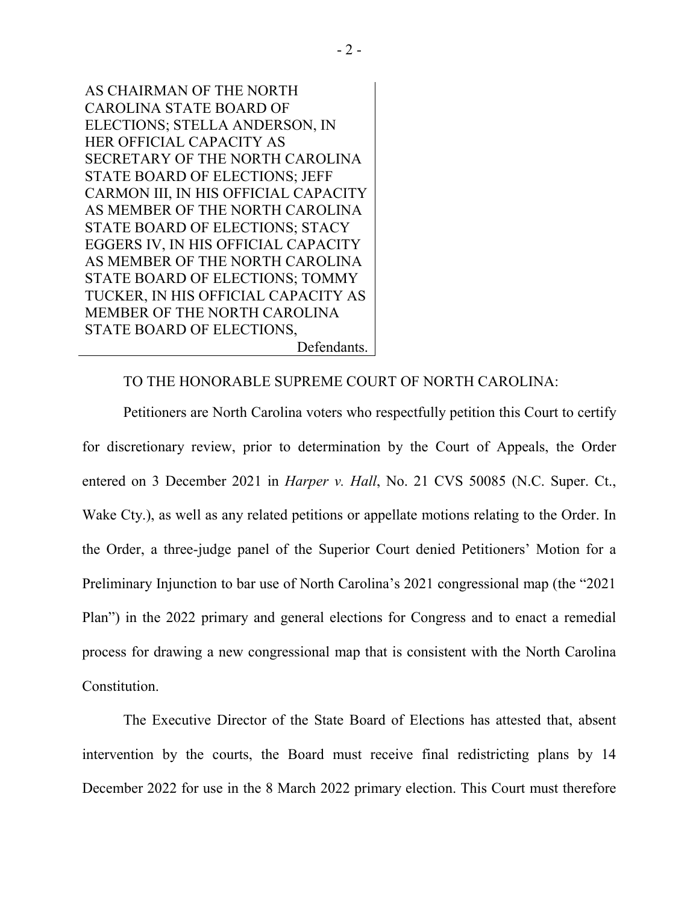AS CHAIRMAN OF THE NORTH CAROLINA STATE BOARD OF ELECTIONS; STELLA ANDERSON, IN HER OFFICIAL CAPACITY AS SECRETARY OF THE NORTH CAROLINA STATE BOARD OF ELECTIONS; JEFF CARMON III, IN HIS OFFICIAL CAPACITY AS MEMBER OF THE NORTH CAROLINA STATE BOARD OF ELECTIONS; STACY EGGERS IV, IN HIS OFFICIAL CAPACITY AS MEMBER OF THE NORTH CAROLINA STATE BOARD OF ELECTIONS; TOMMY TUCKER, IN HIS OFFICIAL CAPACITY AS MEMBER OF THE NORTH CAROLINA STATE BOARD OF ELECTIONS,

Defendants.

TO THE HONORABLE SUPREME COURT OF NORTH CAROLINA:

Petitioners are North Carolina voters who respectfully petition this Court to certify for discretionary review, prior to determination by the Court of Appeals, the Order entered on 3 December 2021 in *Harper v. Hall*, No. 21 CVS 50085 (N.C. Super. Ct., Wake Cty.), as well as any related petitions or appellate motions relating to the Order. In the Order, a three-judge panel of the Superior Court denied Petitioners' Motion for a Preliminary Injunction to bar use of North Carolina's 2021 congressional map (the "2021 Plan") in the 2022 primary and general elections for Congress and to enact a remedial process for drawing a new congressional map that is consistent with the North Carolina Constitution.

The Executive Director of the State Board of Elections has attested that, absent intervention by the courts, the Board must receive final redistricting plans by 14 December 2022 for use in the 8 March 2022 primary election. This Court must therefore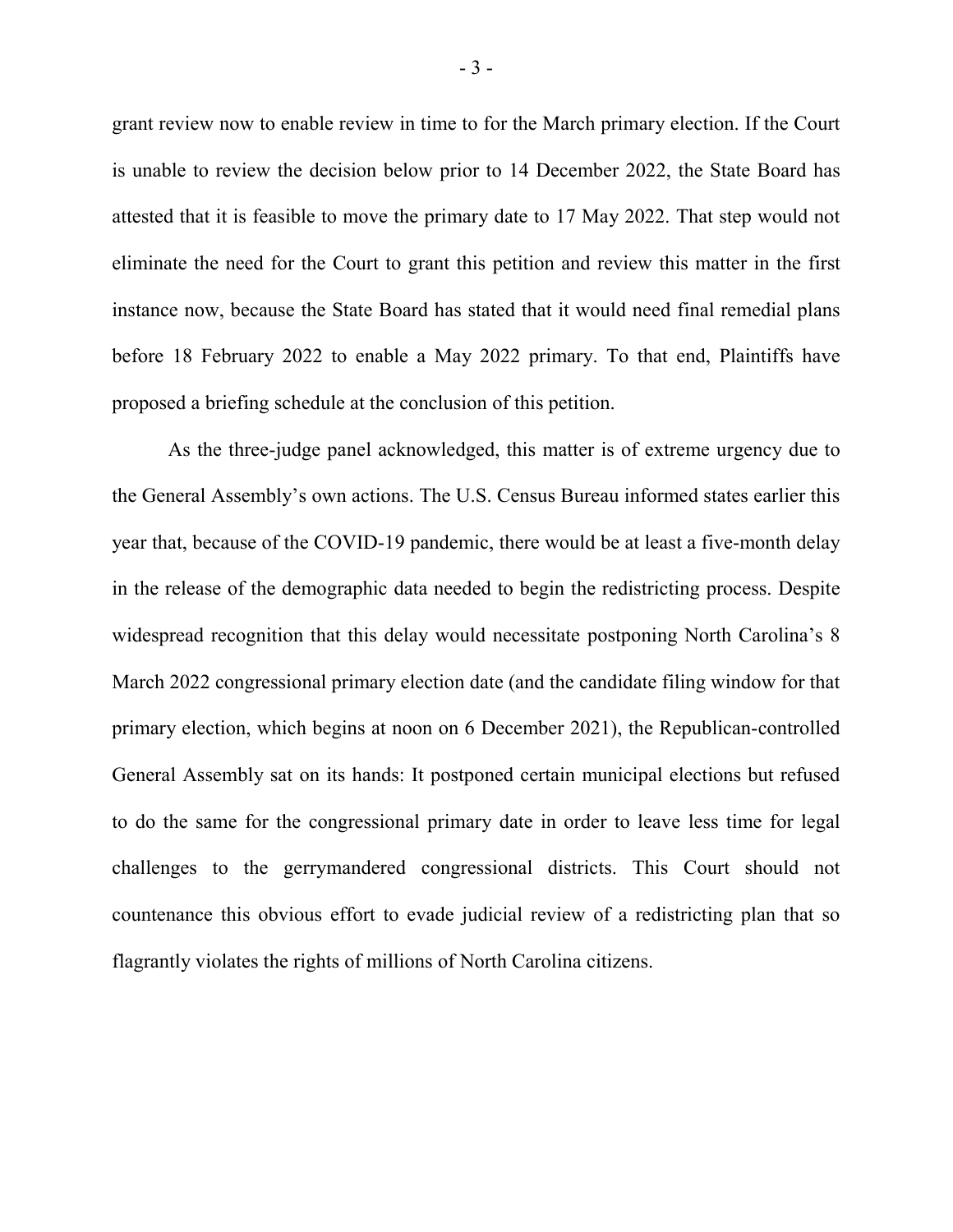grant review now to enable review in time to for the March primary election. If the Court is unable to review the decision below prior to 14 December 2022, the State Board has attested that it is feasible to move the primary date to 17 May 2022. That step would not eliminate the need for the Court to grant this petition and review this matter in the first instance now, because the State Board has stated that it would need final remedial plans before 18 February 2022 to enable a May 2022 primary. To that end, Plaintiffs have proposed a briefing schedule at the conclusion of this petition.

As the three-judge panel acknowledged, this matter is of extreme urgency due to the General Assembly's own actions. The U.S. Census Bureau informed states earlier this year that, because of the COVID-19 pandemic, there would be at least a five-month delay in the release of the demographic data needed to begin the redistricting process. Despite widespread recognition that this delay would necessitate postponing North Carolina's 8 March 2022 congressional primary election date (and the candidate filing window for that primary election, which begins at noon on 6 December 2021), the Republican-controlled General Assembly sat on its hands: It postponed certain municipal elections but refused to do the same for the congressional primary date in order to leave less time for legal challenges to the gerrymandered congressional districts. This Court should not countenance this obvious effort to evade judicial review of a redistricting plan that so flagrantly violates the rights of millions of North Carolina citizens.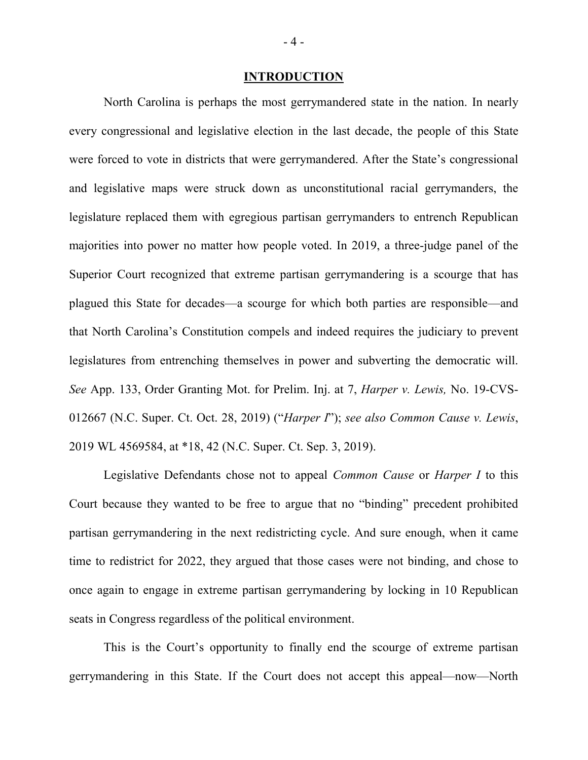## INTRODUCTION

North Carolina is perhaps the most gerrymandered state in the nation. In nearly every congressional and legislative election in the last decade, the people of this State were forced to vote in districts that were gerrymandered. After the State's congressional and legislative maps were struck down as unconstitutional racial gerrymanders, the legislature replaced them with egregious partisan gerrymanders to entrench Republican majorities into power no matter how people voted. In 2019, a three-judge panel of the Superior Court recognized that extreme partisan gerrymandering is a scourge that has plagued this State for decades—a scourge for which both parties are responsible—and that North Carolina's Constitution compels and indeed requires the judiciary to prevent legislatures from entrenching themselves in power and subverting the democratic will. *See* App. 133, Order Granting Mot. for Prelim. Inj. at 7, *Harper v. Lewis,* No. 19-CVS-012667 (N.C. Super. Ct. Oct. 28, 2019) ("*Harper I*"); *see also Common Cause v. Lewis*, 2019 WL 4569584, at *18, 42 (N.C. Super. Ct. Sep. 3, 2019).

Legislative Defendants chose not to appeal *Common Cause* or *Harper I* to this Court because they wanted to be free to argue that no "binding" precedent prohibited partisan gerrymandering in the next redistricting cycle. And sure enough, when it came time to redistrict for 2022, they argued that those cases were not binding, and chose to once again to engage in extreme partisan gerrymandering by locking in 10 Republican seats in Congress regardless of the political environment.

This is the Court's opportunity to finally end the scourge of extreme partisan gerrymandering in this State. If the Court does not accept this appeal—now—North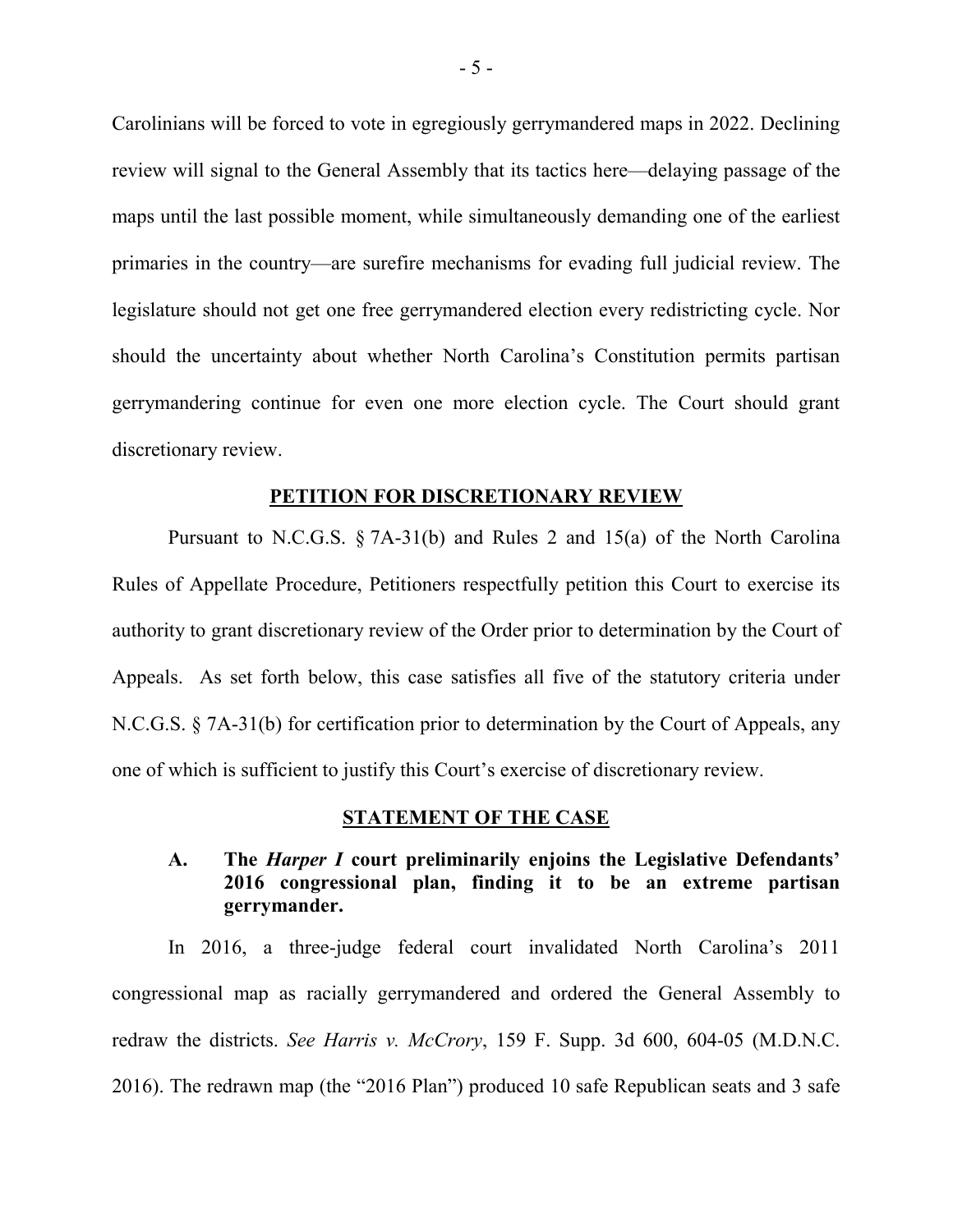Carolinians will be forced to vote in egregiously gerrymandered maps in 2022. Declining review will signal to the General Assembly that its tactics here—delaying passage of the maps until the last possible moment, while simultaneously demanding one of the earliest primaries in the country—are surefire mechanisms for evading full judicial review. The legislature should not get one free gerrymandered election every redistricting cycle. Nor should the uncertainty about whether North Carolina's Constitution permits partisan gerrymandering continue for even one more election cycle. The Court should grant discretionary review.

## PETITION FOR DISCRETIONARY REVIEW

Pursuant to N.C.G.S. § 7A-31(b) and Rules 2 and 15(a) of the North Carolina Rules of Appellate Procedure, Petitioners respectfully petition this Court to exercise its authority to grant discretionary review of the Order prior to determination by the Court of Appeals. As set forth below, this case satisfies all five of the statutory criteria under N.C.G.S. § 7A-31(b) for certification prior to determination by the Court of Appeals, any one of which is sufficient to justify this Court's exercise of discretionary review.

## STATEMENT OF THE CASE

### A. The *Harper I* court preliminarily enjoins the Legislative Defendants' 2016 congressional plan, finding it to be an extreme partisan gerrymander.

In 2016, a three-judge federal court invalidated North Carolina's 2011 congressional map as racially gerrymandered and ordered the General Assembly to redraw the districts. *See Harris v. McCrory*, 159 F. Supp. 3d 600, 604-05 (M.D.N.C. 2016). The redrawn map (the "2016 Plan") produced 10 safe Republican seats and 3 safe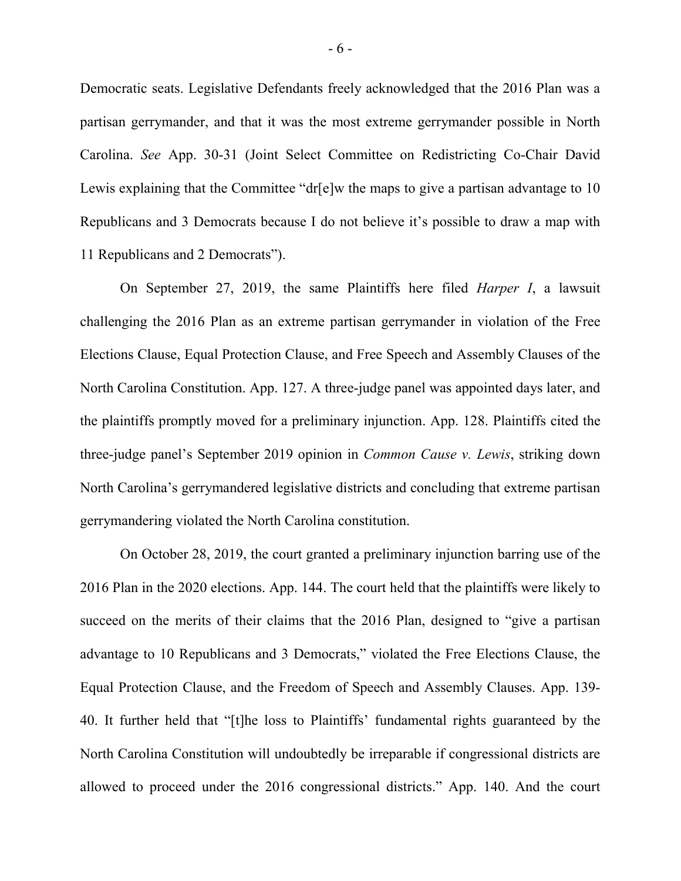Democratic seats. Legislative Defendants freely acknowledged that the 2016 Plan was a partisan gerrymander, and that it was the most extreme gerrymander possible in North Carolina. *See* App. 30-31 (Joint Select Committee on Redistricting Co-Chair David Lewis explaining that the Committee "dr[e]w the maps to give a partisan advantage to 10 Republicans and 3 Democrats because I do not believe it's possible to draw a map with 11 Republicans and 2 Democrats").

On September 27, 2019, the same Plaintiffs here filed *Harper I*, a lawsuit challenging the 2016 Plan as an extreme partisan gerrymander in violation of the Free Elections Clause, Equal Protection Clause, and Free Speech and Assembly Clauses of the North Carolina Constitution. App. 127. A three-judge panel was appointed days later, and the plaintiffs promptly moved for a preliminary injunction. App. 128. Plaintiffs cited the three-judge panel's September 2019 opinion in *Common Cause v. Lewis*, striking down North Carolina's gerrymandered legislative districts and concluding that extreme partisan gerrymandering violated the North Carolina constitution.

On October 28, 2019, the court granted a preliminary injunction barring use of the 2016 Plan in the 2020 elections. App. 144. The court held that the plaintiffs were likely to succeed on the merits of their claims that the 2016 Plan, designed to "give a partisan advantage to 10 Republicans and 3 Democrats," violated the Free Elections Clause, the Equal Protection Clause, and the Freedom of Speech and Assembly Clauses. App. 139-40. It further held that "[t]he loss to Plaintiffs' fundamental rights guaranteed by the North Carolina Constitution will undoubtedly be irreparable if congressional districts are allowed to proceed under the 2016 congressional districts." App. 140. And the court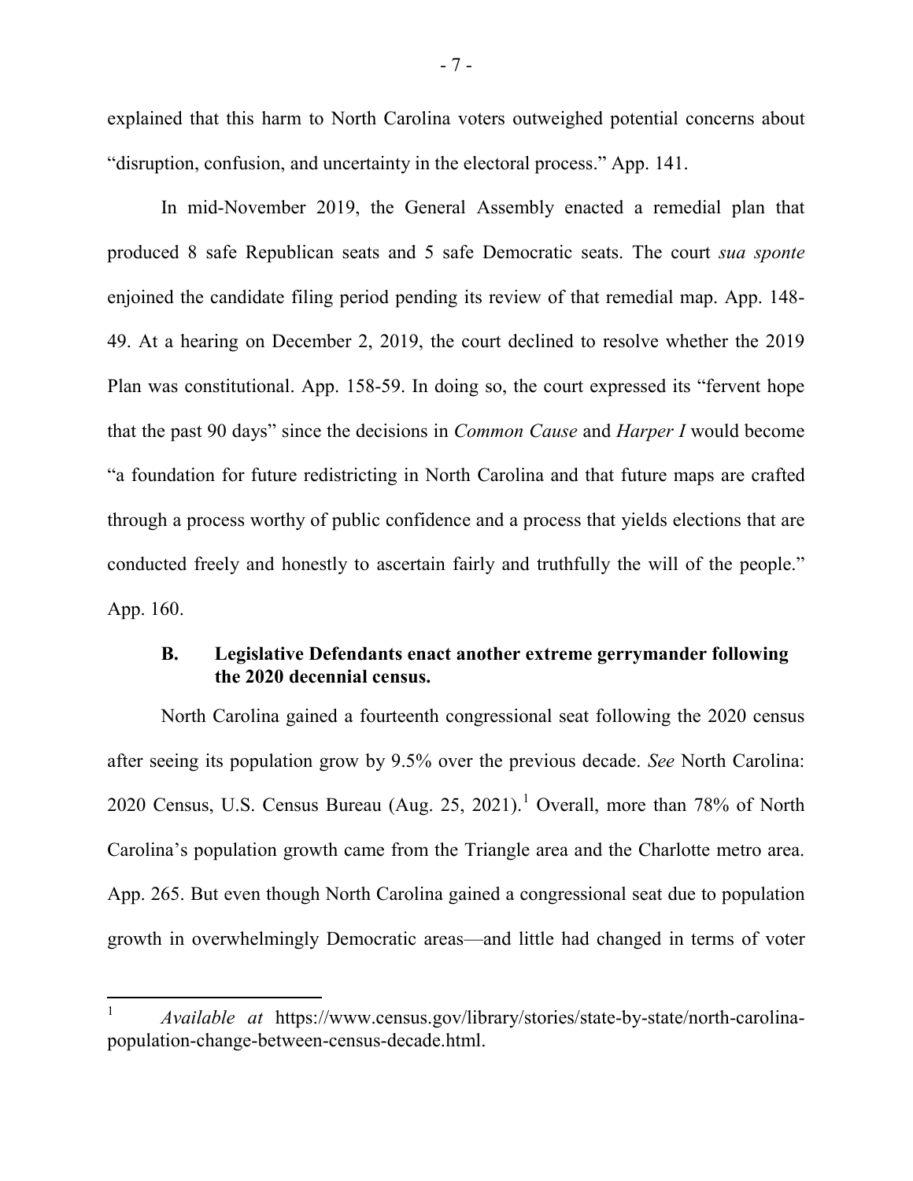explained that this harm to North Carolina voters outweighed potential concerns about "disruption, confusion, and uncertainty in the electoral process." App. 141.

In mid-November 2019, the General Assembly enacted a remedial plan that produced 8 safe Republican seats and 5 safe Democratic seats. The court *sua sponte* enjoined the candidate filing period pending its review of that remedial map. App. 148-49. At a hearing on December 2, 2019, the court declined to resolve whether the 2019 Plan was constitutional. App. 158-59. In doing so, the court expressed its "fervent hope that the past 90 days" since the decisions in *Common Cause* and *Harper I* would become "a foundation for future redistricting in North Carolina and that future maps are crafted through a process worthy of public confidence and a process that yields elections that are conducted freely and honestly to ascertain fairly and truthfully the will of the people." App. 160.

### B. Legislative Defendants enact another extreme gerrymander following the 2020 decennial census.

North Carolina gained a fourteenth congressional seat following the 2020 census after seeing its population grow by 9.5% over the previous decade. *See* North Carolina: 2020 Census, U.S. Census Bureau (Aug. 25, 2021).[1] Overall, more than 78% of North Carolina's population growth came from the Triangle area and the Charlotte metro area. App. 265. But even though North Carolina gained a congressional seat due to population growth in overwhelmingly Democratic areas—and little had changed in terms of voter

---

[1] *Available at* https://www.census.gov/library/stories/state-by-state/north-carolina-population-change-between-census-decade.html.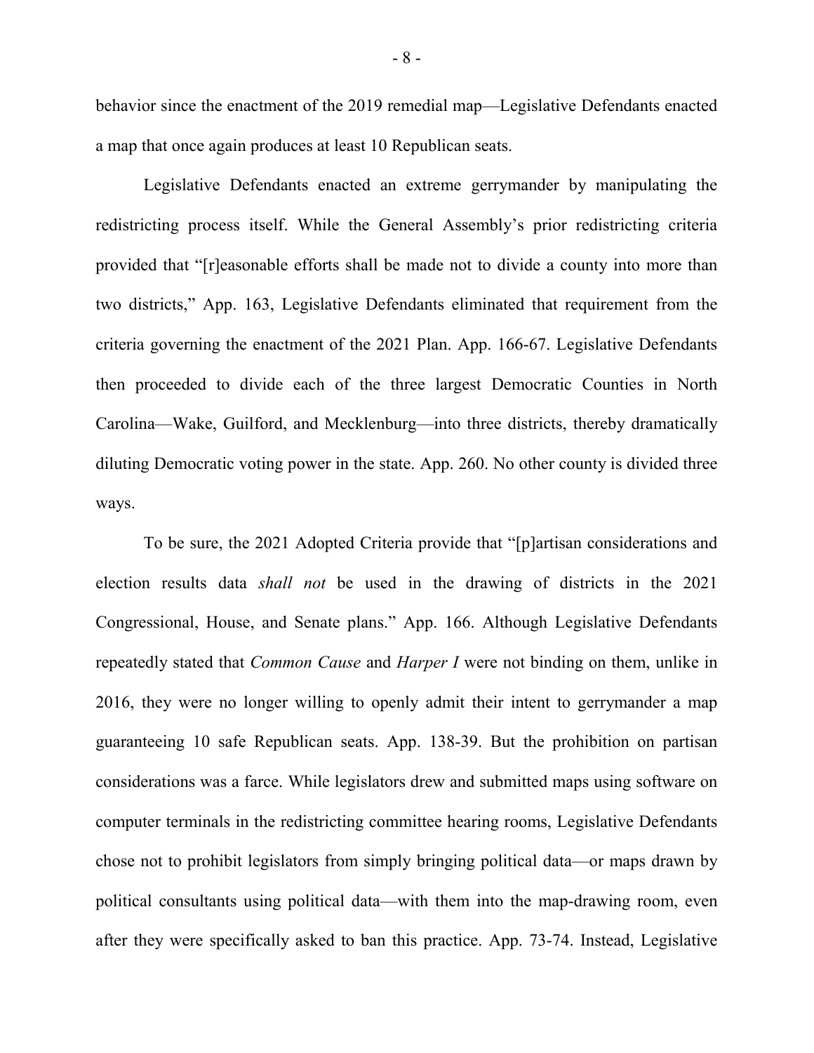behavior since the enactment of the 2019 remedial map—Legislative Defendants enacted a map that once again produces at least 10 Republican seats.

Legislative Defendants enacted an extreme gerrymander by manipulating the redistricting process itself. While the General Assembly's prior redistricting criteria provided that "[r]easonable efforts shall be made not to divide a county into more than two districts," App. 163, Legislative Defendants eliminated that requirement from the criteria governing the enactment of the 2021 Plan. App. 166-67. Legislative Defendants then proceeded to divide each of the three largest Democratic Counties in North Carolina—Wake, Guilford, and Mecklenburg—into three districts, thereby dramatically diluting Democratic voting power in the state. App. 260. No other county is divided three ways.

To be sure, the 2021 Adopted Criteria provide that "[p]artisan considerations and election results data *shall not* be used in the drawing of districts in the 2021 Congressional, House, and Senate plans." App. 166. Although Legislative Defendants repeatedly stated that *Common Cause* and *Harper I* were not binding on them, unlike in 2016, they were no longer willing to openly admit their intent to gerrymander a map guaranteeing 10 safe Republican seats. App. 138-39. But the prohibition on partisan considerations was a farce. While legislators drew and submitted maps using software on computer terminals in the redistricting committee hearing rooms, Legislative Defendants chose not to prohibit legislators from simply bringing political data—or maps drawn by political consultants using political data—with them into the map-drawing room, even after they were specifically asked to ban this practice. App. 73-74. Instead, Legislative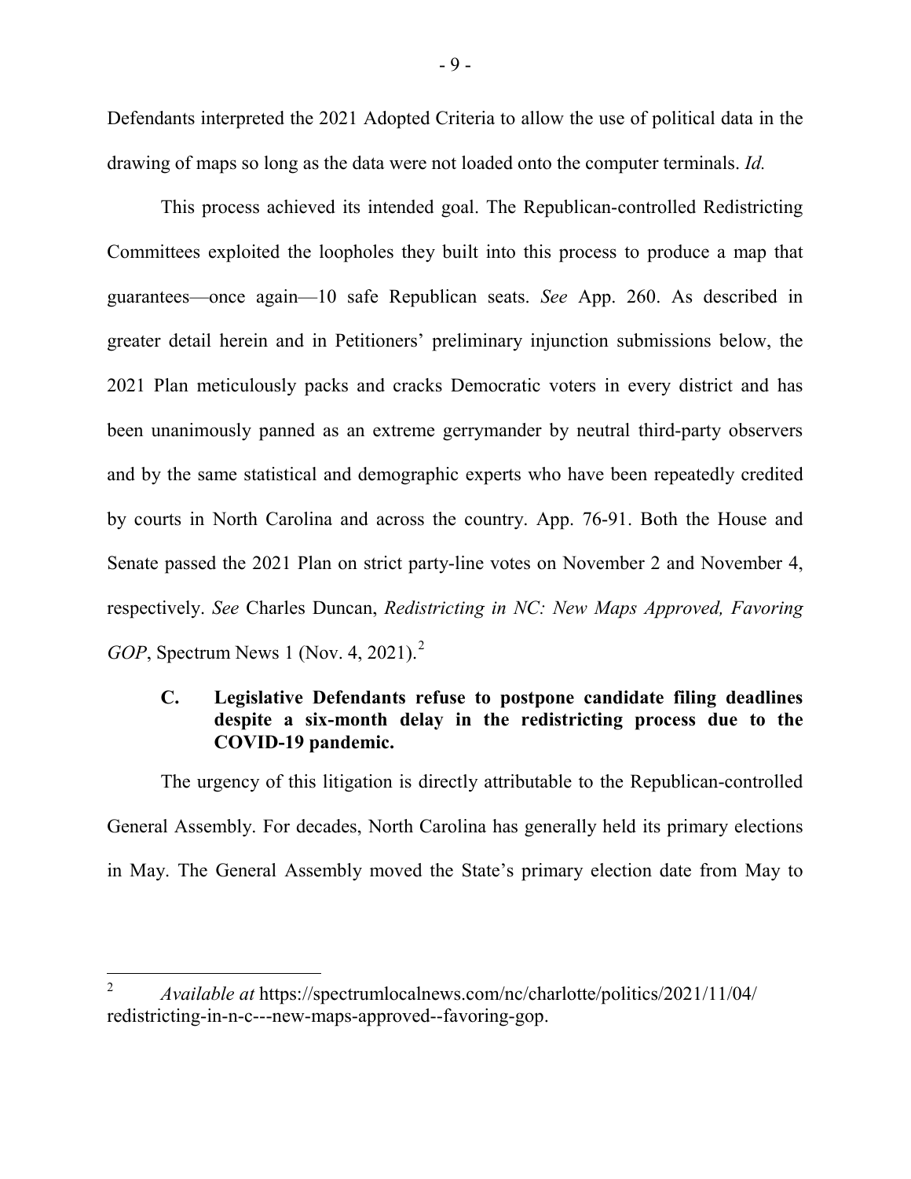Defendants interpreted the 2021 Adopted Criteria to allow the use of political data in the drawing of maps so long as the data were not loaded onto the computer terminals. *Id.*

This process achieved its intended goal. The Republican-controlled Redistricting Committees exploited the loopholes they built into this process to produce a map that guarantees—once again—10 safe Republican seats. *See* App. 260. As described in greater detail herein and in Petitioners' preliminary injunction submissions below, the 2021 Plan meticulously packs and cracks Democratic voters in every district and has been unanimously panned as an extreme gerrymander by neutral third-party observers and by the same statistical and demographic experts who have been repeatedly credited by courts in North Carolina and across the country. App. 76-91. Both the House and Senate passed the 2021 Plan on strict party-line votes on November 2 and November 4, respectively. *See* Charles Duncan, *Redistricting in NC: New Maps Approved, Favoring GOP*, Spectrum News 1 (Nov. 4, 2021).[2]

### C. Legislative Defendants refuse to postpone candidate filing deadlines despite a six-month delay in the redistricting process due to the COVID-19 pandemic.

The urgency of this litigation is directly attributable to the Republican-controlled General Assembly. For decades, North Carolina has generally held its primary elections in May. The General Assembly moved the State's primary election date from May to

---

[2] *Available at* https://spectrumlocalnews.com/nc/charlotte/politics/2021/11/04/redistricting-in-n-c---new-maps-approved--favoring-gop.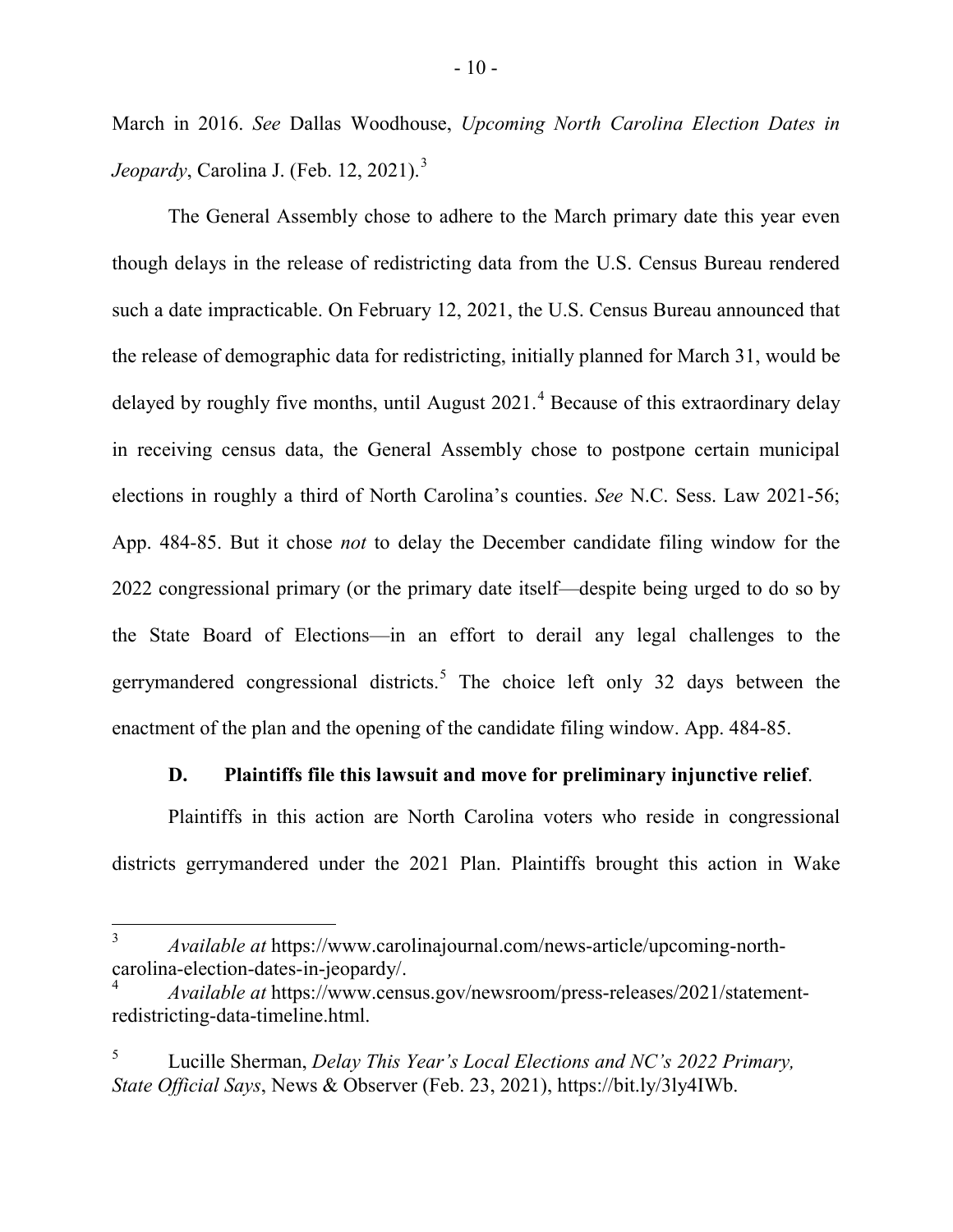March in 2016. *See* Dallas Woodhouse, *Upcoming North Carolina Election Dates in Jeopardy*, Carolina J. (Feb. 12, 2021).[3]

The General Assembly chose to adhere to the March primary date this year even though delays in the release of redistricting data from the U.S. Census Bureau rendered such a date impracticable. On February 12, 2021, the U.S. Census Bureau announced that the release of demographic data for redistricting, initially planned for March 31, would be delayed by roughly five months, until August 2021.[4] Because of this extraordinary delay in receiving census data, the General Assembly chose to postpone certain municipal elections in roughly a third of North Carolina's counties. *See* N.C. Sess. Law 2021-56; App. 484-85. But it chose *not* to delay the December candidate filing window for the 2022 congressional primary (or the primary date itself—despite being urged to do so by the State Board of Elections—in an effort to derail any legal challenges to the gerrymandered congressional districts.[5] The choice left only 32 days between the enactment of the plan and the opening of the candidate filing window. App. 484-85.

### D. Plaintiffs file this lawsuit and move for preliminary injunctive relief.

Plaintiffs in this action are North Carolina voters who reside in congressional districts gerrymandered under the 2021 Plan. Plaintiffs brought this action in Wake

---

[3] *Available at* https://www.carolinajournal.com/news-article/upcoming-north-carolina-election-dates-in-jeopardy/.

[4] *Available at* https://www.census.gov/newsroom/press-releases/2021/statement-redistricting-data-timeline.html.

[5] Lucille Sherman, *Delay This Year's Local Elections and NC's 2022 Primary, State Official Says*, News & Observer (Feb. 23, 2021), https://bit.ly/3ly4IWb.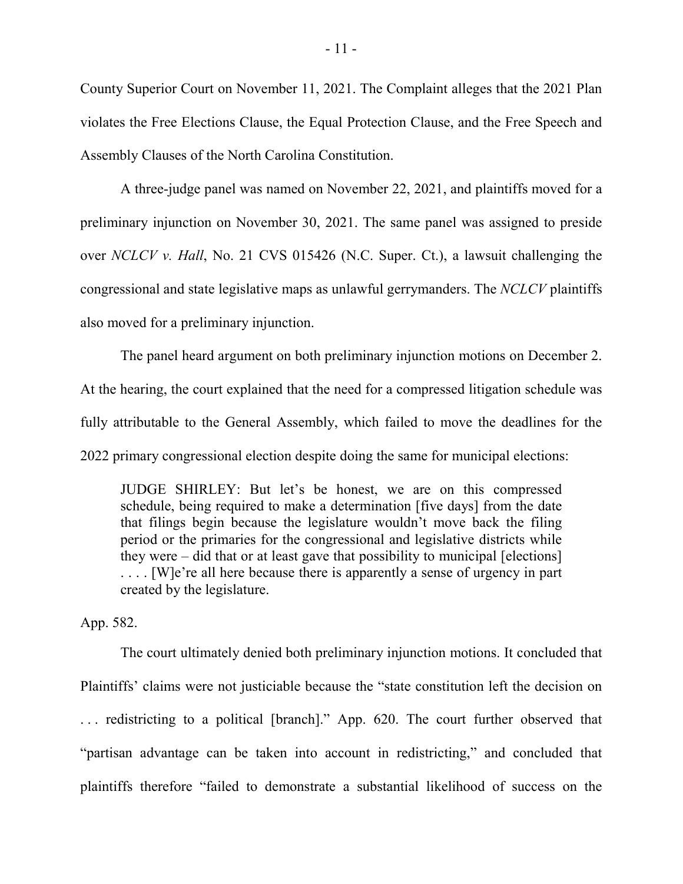County Superior Court on November 11, 2021. The Complaint alleges that the 2021 Plan violates the Free Elections Clause, the Equal Protection Clause, and the Free Speech and Assembly Clauses of the North Carolina Constitution.

A three-judge panel was named on November 22, 2021, and plaintiffs moved for a preliminary injunction on November 30, 2021. The same panel was assigned to preside over *NCLCV v. Hall*, No. 21 CVS 015426 (N.C. Super. Ct.), a lawsuit challenging the congressional and state legislative maps as unlawful gerrymanders. The *NCLCV* plaintiffs also moved for a preliminary injunction.

The panel heard argument on both preliminary injunction motions on December 2. At the hearing, the court explained that the need for a compressed litigation schedule was fully attributable to the General Assembly, which failed to move the deadlines for the 2022 primary congressional election despite doing the same for municipal elections:

> JUDGE SHIRLEY: But let's be honest, we are on this compressed schedule, being required to make a determination [five days] from the date that filings begin because the legislature wouldn't move back the filing period or the primaries for the congressional and legislative districts while they were – did that or at least gave that possibility to municipal [elections] . . . . [W]e're all here because there is apparently a sense of urgency in part created by the legislature.

App. 582.

The court ultimately denied both preliminary injunction motions. It concluded that Plaintiffs' claims were not justiciable because the "state constitution left the decision on . . . redistricting to a political [branch]." App. 620. The court further observed that "partisan advantage can be taken into account in redistricting," and concluded that plaintiffs therefore "failed to demonstrate a substantial likelihood of success on the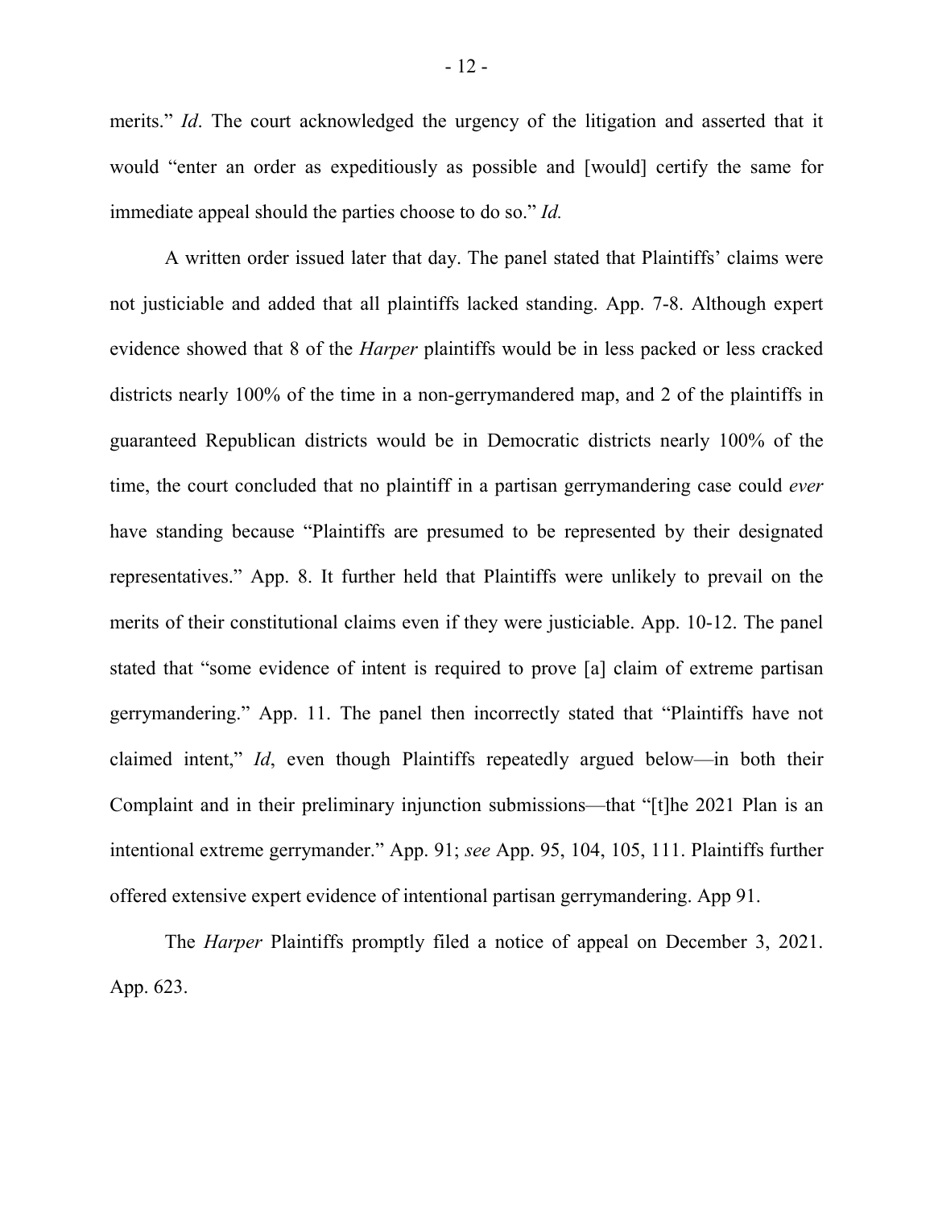merits." *Id*. The court acknowledged the urgency of the litigation and asserted that it would "enter an order as expeditiously as possible and [would] certify the same for immediate appeal should the parties choose to do so." *Id.*

A written order issued later that day. The panel stated that Plaintiffs' claims were not justiciable and added that all plaintiffs lacked standing. App. 7-8. Although expert evidence showed that 8 of the *Harper* plaintiffs would be in less packed or less cracked districts nearly 100% of the time in a non-gerrymandered map, and 2 of the plaintiffs in guaranteed Republican districts would be in Democratic districts nearly 100% of the time, the court concluded that no plaintiff in a partisan gerrymandering case could *ever* have standing because "Plaintiffs are presumed to be represented by their designated representatives." App. 8. It further held that Plaintiffs were unlikely to prevail on the merits of their constitutional claims even if they were justiciable. App. 10-12. The panel stated that "some evidence of intent is required to prove [a] claim of extreme partisan gerrymandering." App. 11. The panel then incorrectly stated that "Plaintiffs have not claimed intent," *Id*, even though Plaintiffs repeatedly argued below—in both their Complaint and in their preliminary injunction submissions—that "[t]he 2021 Plan is an intentional extreme gerrymander." App. 91; *see* App. 95, 104, 105, 111. Plaintiffs further offered extensive expert evidence of intentional partisan gerrymandering. App 91.

The *Harper* Plaintiffs promptly filed a notice of appeal on December 3, 2021. App. 623.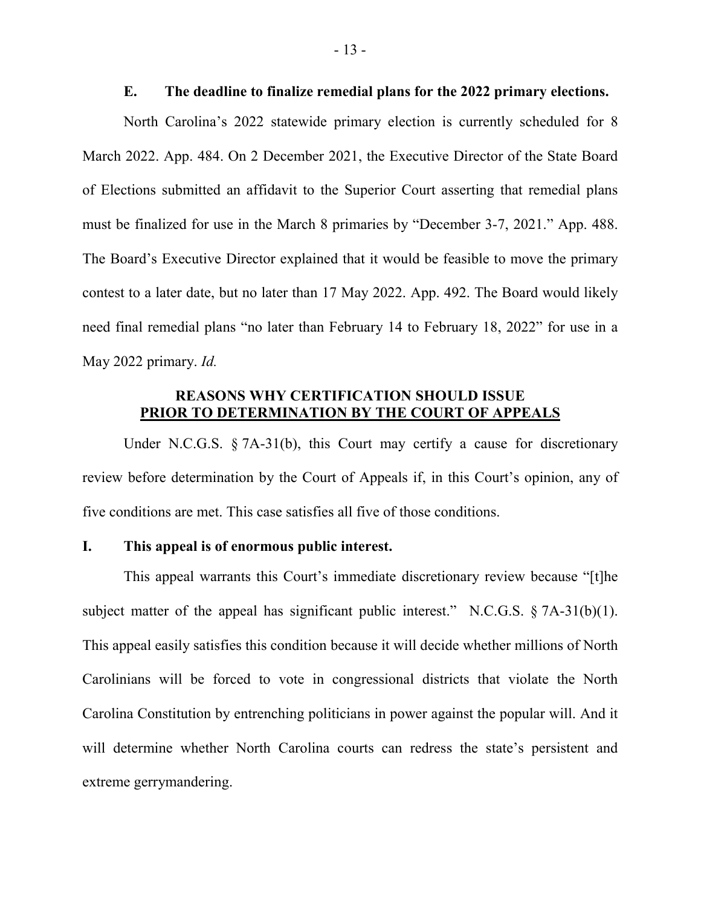### E. The deadline to finalize remedial plans for the 2022 primary elections.

North Carolina's 2022 statewide primary election is currently scheduled for 8 March 2022. App. 484. On 2 December 2021, the Executive Director of the State Board of Elections submitted an affidavit to the Superior Court asserting that remedial plans must be finalized for use in the March 8 primaries by "December 3-7, 2021." App. 488. The Board's Executive Director explained that it would be feasible to move the primary contest to a later date, but no later than 17 May 2022. App. 492. The Board would likely need final remedial plans "no later than February 14 to February 18, 2022" for use in a May 2022 primary. *Id.*

## REASONS WHY CERTIFICATION SHOULD ISSUE PRIOR TO DETERMINATION BY THE COURT OF APPEALS

Under N.C.G.S. § 7A-31(b), this Court may certify a cause for discretionary review before determination by the Court of Appeals if, in this Court's opinion, any of five conditions are met. This case satisfies all five of those conditions.

### I. This appeal is of enormous public interest.

This appeal warrants this Court's immediate discretionary review because "[t]he subject matter of the appeal has significant public interest." N.C.G.S. § 7A-31(b)(1). This appeal easily satisfies this condition because it will decide whether millions of North Carolinians will be forced to vote in congressional districts that violate the North Carolina Constitution by entrenching politicians in power against the popular will. And it will determine whether North Carolina courts can redress the state's persistent and extreme gerrymandering.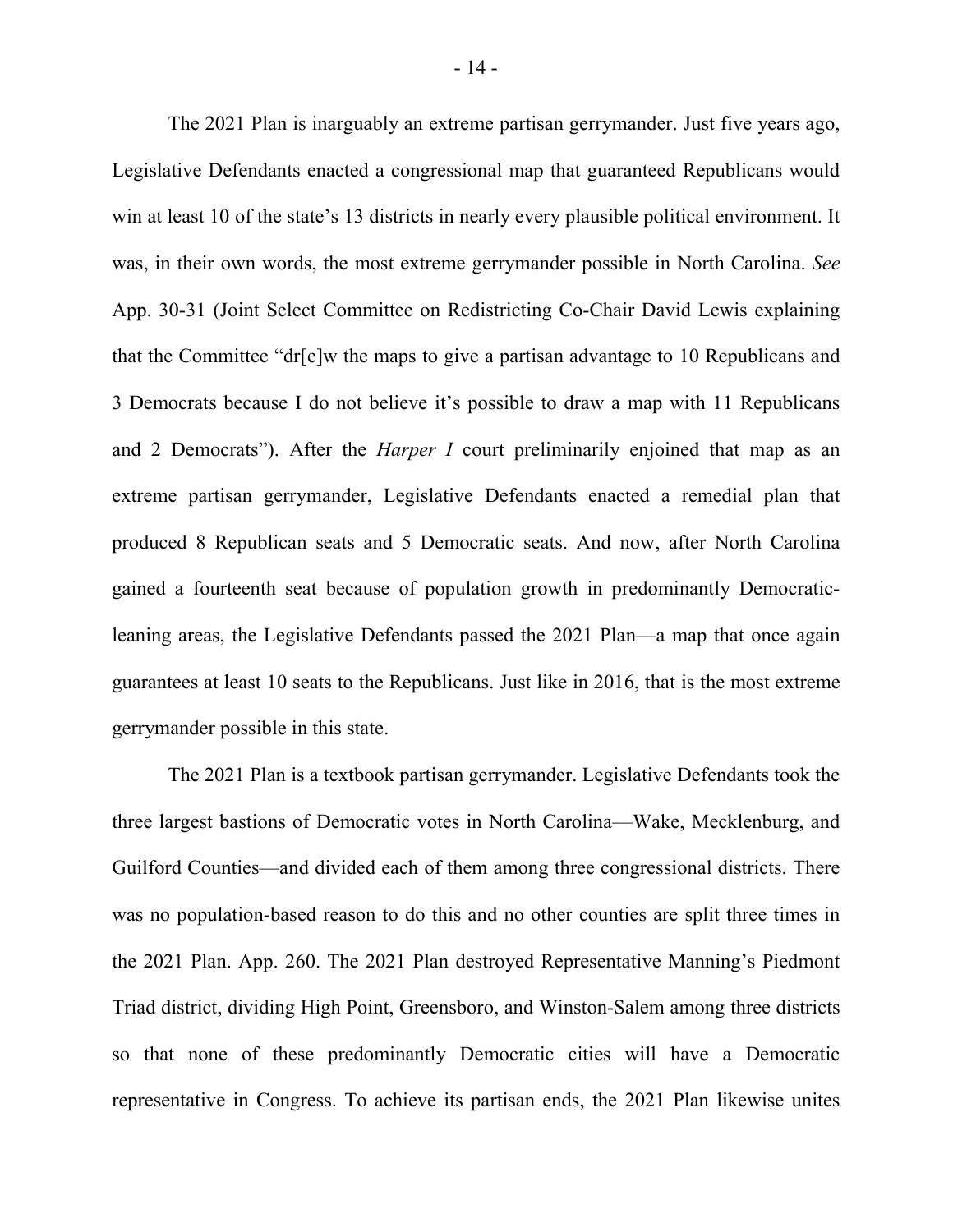The 2021 Plan is inarguably an extreme partisan gerrymander. Just five years ago, Legislative Defendants enacted a congressional map that guaranteed Republicans would win at least 10 of the state's 13 districts in nearly every plausible political environment. It was, in their own words, the most extreme gerrymander possible in North Carolina. *See* App. 30-31 (Joint Select Committee on Redistricting Co-Chair David Lewis explaining that the Committee "dr[e]w the maps to give a partisan advantage to 10 Republicans and 3 Democrats because I do not believe it's possible to draw a map with 11 Republicans and 2 Democrats"). After the *Harper I* court preliminarily enjoined that map as an extreme partisan gerrymander, Legislative Defendants enacted a remedial plan that produced 8 Republican seats and 5 Democratic seats. And now, after North Carolina gained a fourteenth seat because of population growth in predominantly Democratic-leaning areas, the Legislative Defendants passed the 2021 Plan—a map that once again guarantees at least 10 seats to the Republicans. Just like in 2016, that is the most extreme gerrymander possible in this state.

The 2021 Plan is a textbook partisan gerrymander. Legislative Defendants took the three largest bastions of Democratic votes in North Carolina—Wake, Mecklenburg, and Guilford Counties—and divided each of them among three congressional districts. There was no population-based reason to do this and no other counties are split three times in the 2021 Plan. App. 260. The 2021 Plan destroyed Representative Manning's Piedmont Triad district, dividing High Point, Greensboro, and Winston-Salem among three districts so that none of these predominantly Democratic cities will have a Democratic representative in Congress. To achieve its partisan ends, the 2021 Plan likewise unites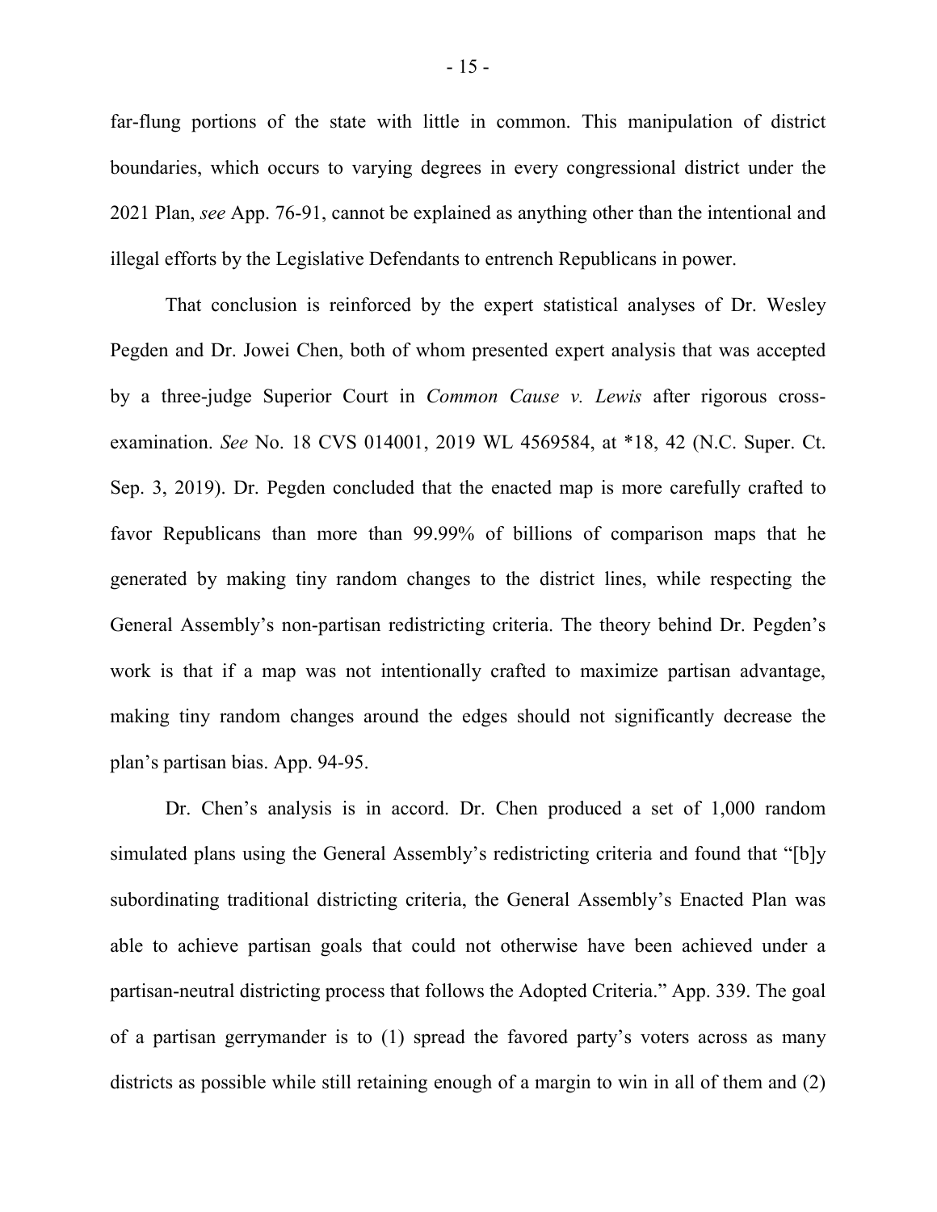far-flung portions of the state with little in common. This manipulation of district boundaries, which occurs to varying degrees in every congressional district under the 2021 Plan, *see* App. 76-91, cannot be explained as anything other than the intentional and illegal efforts by the Legislative Defendants to entrench Republicans in power.

That conclusion is reinforced by the expert statistical analyses of Dr. Wesley Pegden and Dr. Jowei Chen, both of whom presented expert analysis that was accepted by a three-judge Superior Court in *Common Cause v. Lewis* after rigorous cross-examination. *See* No. 18 CVS 014001, 2019 WL 4569584, at *18, 42 (N.C. Super. Ct. Sep. 3, 2019). Dr. Pegden concluded that the enacted map is more carefully crafted to favor Republicans than more than 99.99% of billions of comparison maps that he generated by making tiny random changes to the district lines, while respecting the General Assembly's non-partisan redistricting criteria. The theory behind Dr. Pegden's work is that if a map was not intentionally crafted to maximize partisan advantage, making tiny random changes around the edges should not significantly decrease the plan's partisan bias. App. 94-95.

Dr. Chen's analysis is in accord. Dr. Chen produced a set of 1,000 random simulated plans using the General Assembly's redistricting criteria and found that "[b]y subordinating traditional districting criteria, the General Assembly's Enacted Plan was able to achieve partisan goals that could not otherwise have been achieved under a partisan-neutral districting process that follows the Adopted Criteria." App. 339. The goal of a partisan gerrymander is to (1) spread the favored party's voters across as many districts as possible while still retaining enough of a margin to win in all of them and (2)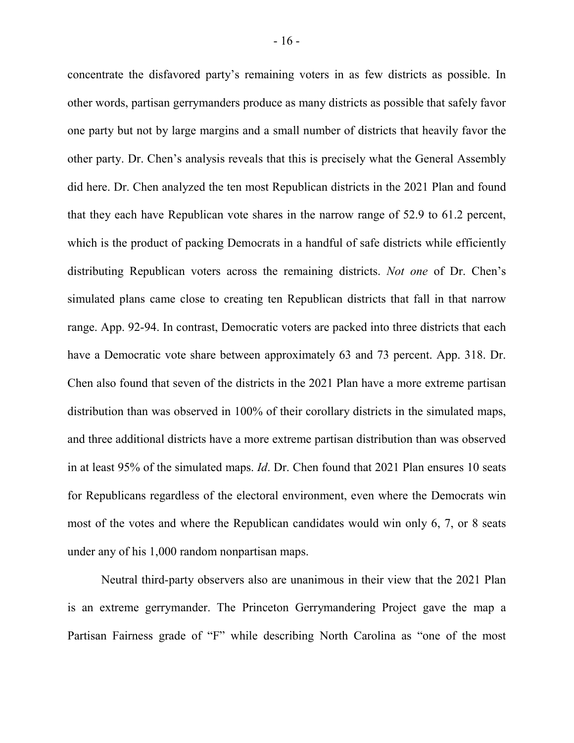concentrate the disfavored party's remaining voters in as few districts as possible. In other words, partisan gerrymanders produce as many districts as possible that safely favor one party but not by large margins and a small number of districts that heavily favor the other party. Dr. Chen's analysis reveals that this is precisely what the General Assembly did here. Dr. Chen analyzed the ten most Republican districts in the 2021 Plan and found that they each have Republican vote shares in the narrow range of 52.9 to 61.2 percent, which is the product of packing Democrats in a handful of safe districts while efficiently distributing Republican voters across the remaining districts. *Not one* of Dr. Chen's simulated plans came close to creating ten Republican districts that fall in that narrow range. App. 92-94. In contrast, Democratic voters are packed into three districts that each have a Democratic vote share between approximately 63 and 73 percent. App. 318. Dr. Chen also found that seven of the districts in the 2021 Plan have a more extreme partisan distribution than was observed in 100% of their corollary districts in the simulated maps, and three additional districts have a more extreme partisan distribution than was observed in at least 95% of the simulated maps. *Id*. Dr. Chen found that 2021 Plan ensures 10 seats for Republicans regardless of the electoral environment, even where the Democrats win most of the votes and where the Republican candidates would win only 6, 7, or 8 seats under any of his 1,000 random nonpartisan maps.

Neutral third-party observers also are unanimous in their view that the 2021 Plan is an extreme gerrymander. The Princeton Gerrymandering Project gave the map a Partisan Fairness grade of "F" while describing North Carolina as "one of the most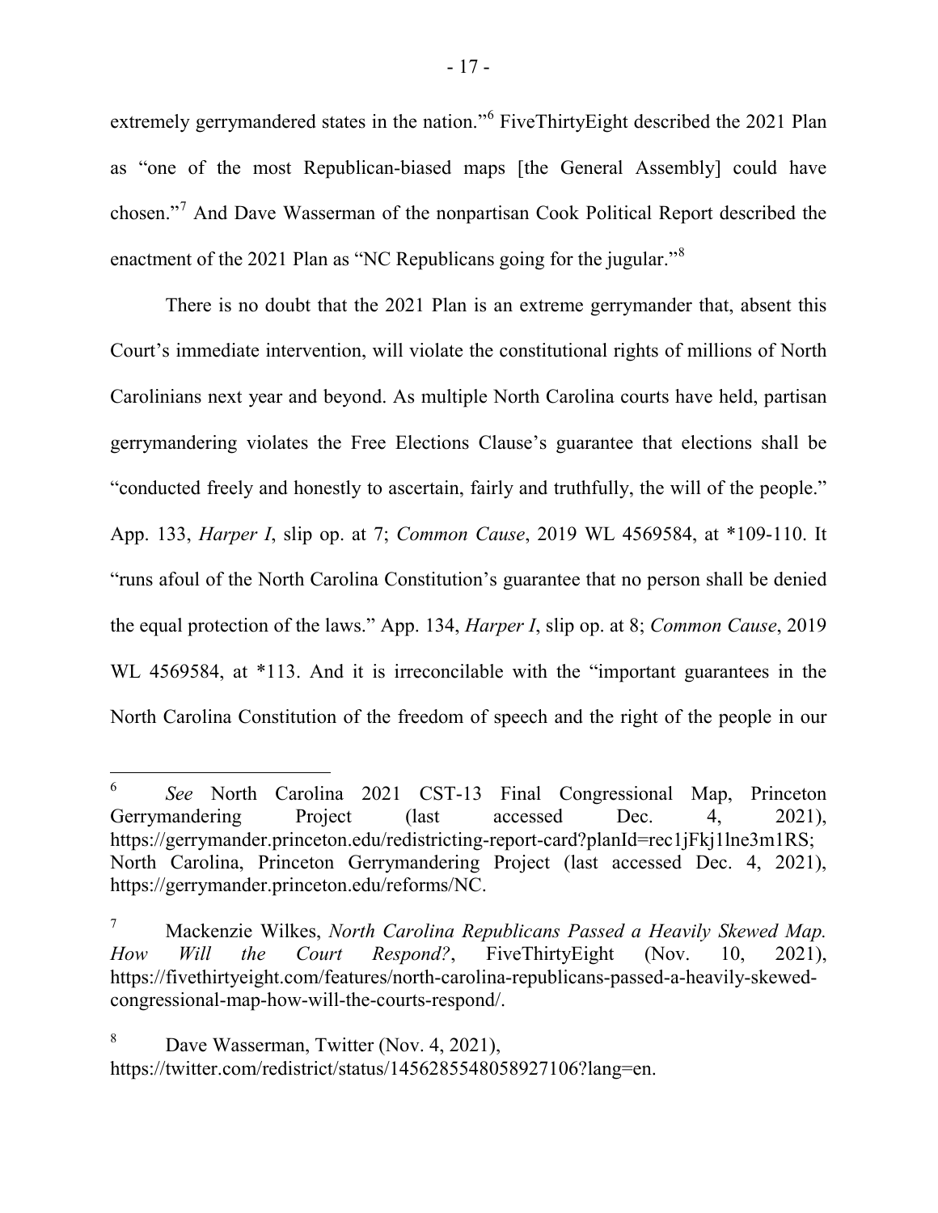extremely gerrymandered states in the nation."[6] FiveThirtyEight described the 2021 Plan as "one of the most Republican-biased maps [the General Assembly] could have chosen."[7] And Dave Wasserman of the nonpartisan Cook Political Report described the enactment of the 2021 Plan as "NC Republicans going for the jugular."[8]

There is no doubt that the 2021 Plan is an extreme gerrymander that, absent this Court's immediate intervention, will violate the constitutional rights of millions of North Carolinians next year and beyond. As multiple North Carolina courts have held, partisan gerrymandering violates the Free Elections Clause's guarantee that elections shall be "conducted freely and honestly to ascertain, fairly and truthfully, the will of the people." App. 133, *Harper I*, slip op. at 7; *Common Cause*, 2019 WL 4569584, at *109-110. It "runs afoul of the North Carolina Constitution's guarantee that no person shall be denied the equal protection of the laws." App. 134, *Harper I*, slip op. at 8; *Common Cause*, 2019 WL 4569584, at *113. And it is irreconcilable with the "important guarantees in the North Carolina Constitution of the freedom of speech and the right of the people in our

---

[6] *See* North Carolina 2021 CST-13 Final Congressional Map, Princeton Gerrymandering Project (last accessed Dec. 4, 2021), https://gerrymander.princeton.edu/redistricting-report-card?planId=rec1jFkj1lne3m1RS; North Carolina, Princeton Gerrymandering Project (last accessed Dec. 4, 2021), https://gerrymander.princeton.edu/reforms/NC.

[7] Mackenzie Wilkes, *North Carolina Republicans Passed a Heavily Skewed Map. How Will the Court Respond?*, FiveThirtyEight (Nov. 10, 2021), https://fivethirtyeight.com/features/north-carolina-republicans-passed-a-heavily-skewed-congressional-map-how-will-the-courts-respond/.

[8] Dave Wasserman, Twitter (Nov. 4, 2021), https://twitter.com/redistrict/status/1456285548058927106?lang=en.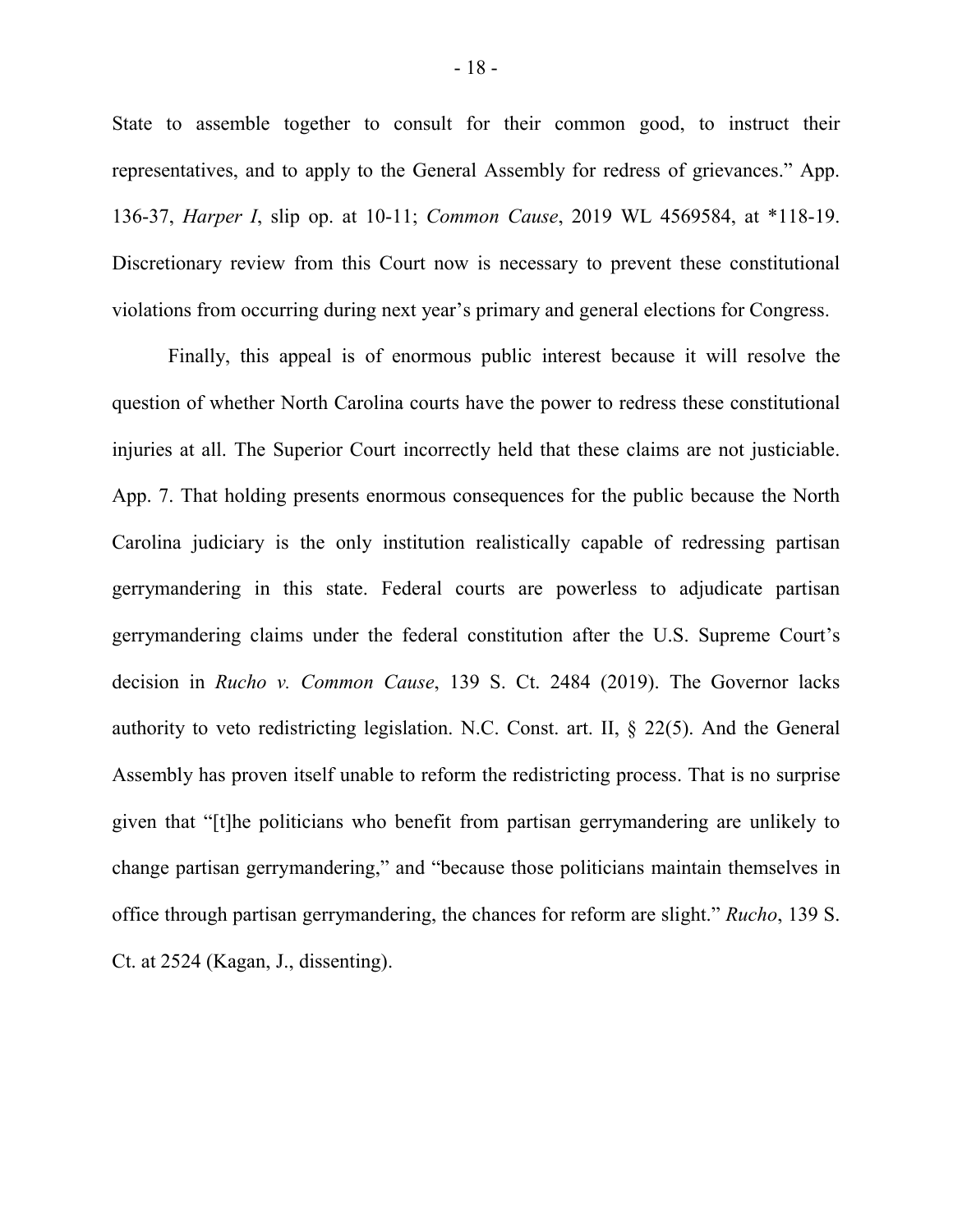State to assemble together to consult for their common good, to instruct their representatives, and to apply to the General Assembly for redress of grievances." App. 136-37, *Harper I*, slip op. at 10-11; *Common Cause*, 2019 WL 4569584, at *118-19. Discretionary review from this Court now is necessary to prevent these constitutional violations from occurring during next year's primary and general elections for Congress.

Finally, this appeal is of enormous public interest because it will resolve the question of whether North Carolina courts have the power to redress these constitutional injuries at all. The Superior Court incorrectly held that these claims are not justiciable. App. 7. That holding presents enormous consequences for the public because the North Carolina judiciary is the only institution realistically capable of redressing partisan gerrymandering in this state. Federal courts are powerless to adjudicate partisan gerrymandering claims under the federal constitution after the U.S. Supreme Court's decision in *Rucho v. Common Cause*, 139 S. Ct. 2484 (2019). The Governor lacks authority to veto redistricting legislation. N.C. Const. art. II, § 22(5). And the General Assembly has proven itself unable to reform the redistricting process. That is no surprise given that "[t]he politicians who benefit from partisan gerrymandering are unlikely to change partisan gerrymandering," and "because those politicians maintain themselves in office through partisan gerrymandering, the chances for reform are slight." *Rucho*, 139 S. Ct. at 2524 (Kagan, J., dissenting).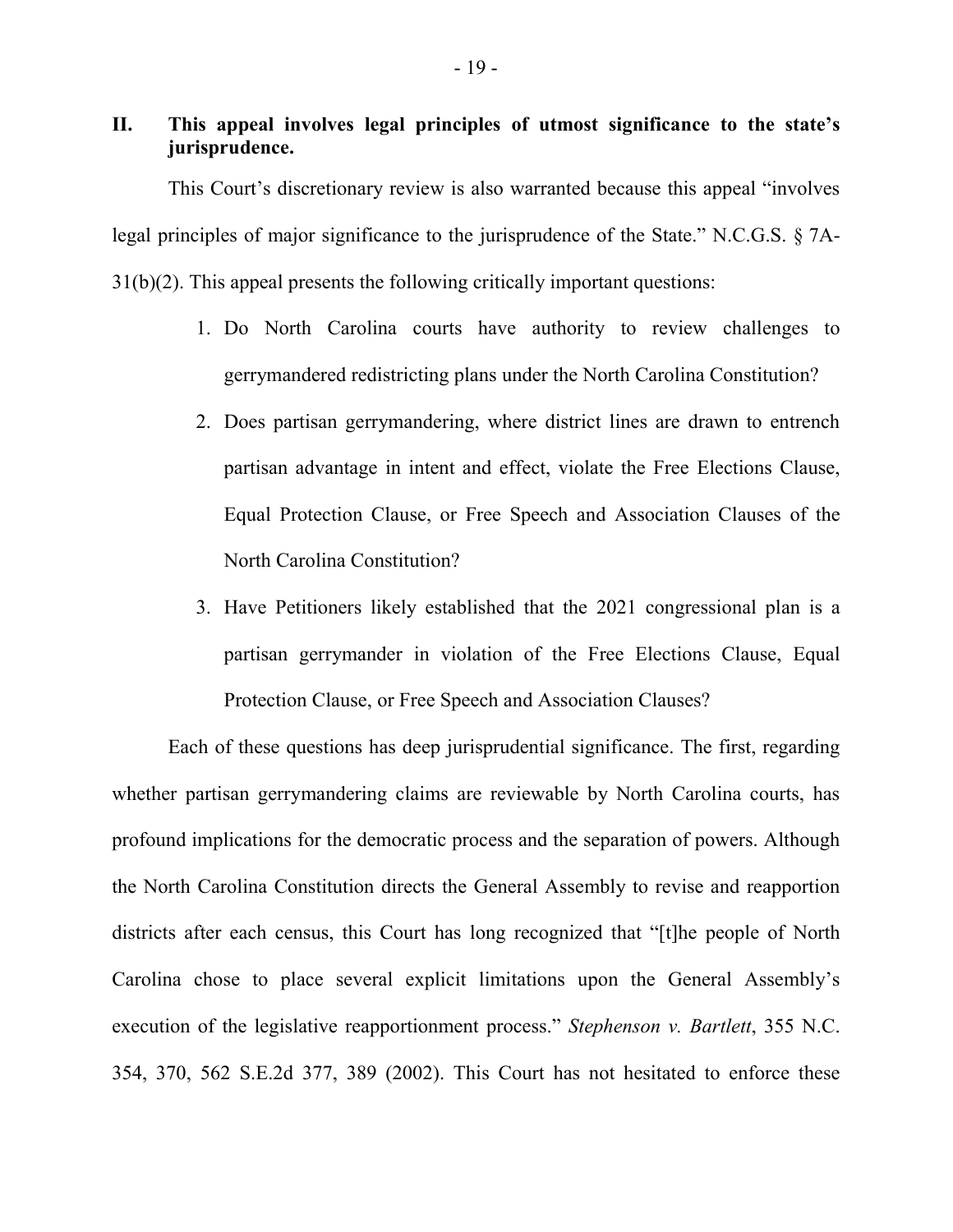## II. This appeal involves legal principles of utmost significance to the state's jurisprudence.

This Court's discretionary review is also warranted because this appeal "involves legal principles of major significance to the jurisprudence of the State." N.C.G.S. § 7A-31(b)(2). This appeal presents the following critically important questions:

1. Do North Carolina courts have authority to review challenges to gerrymandered redistricting plans under the North Carolina Constitution?
2. Does partisan gerrymandering, where district lines are drawn to entrench partisan advantage in intent and effect, violate the Free Elections Clause, Equal Protection Clause, or Free Speech and Association Clauses of the North Carolina Constitution?
3. Have Petitioners likely established that the 2021 congressional plan is a partisan gerrymander in violation of the Free Elections Clause, Equal Protection Clause, or Free Speech and Association Clauses?

Each of these questions has deep jurisprudential significance. The first, regarding whether partisan gerrymandering claims are reviewable by North Carolina courts, has profound implications for the democratic process and the separation of powers. Although the North Carolina Constitution directs the General Assembly to revise and reapportion districts after each census, this Court has long recognized that "[t]he people of North Carolina chose to place several explicit limitations upon the General Assembly's execution of the legislative reapportionment process." *Stephenson v. Bartlett*, 355 N.C. 354, 370, 562 S.E.2d 377, 389 (2002). This Court has not hesitated to enforce these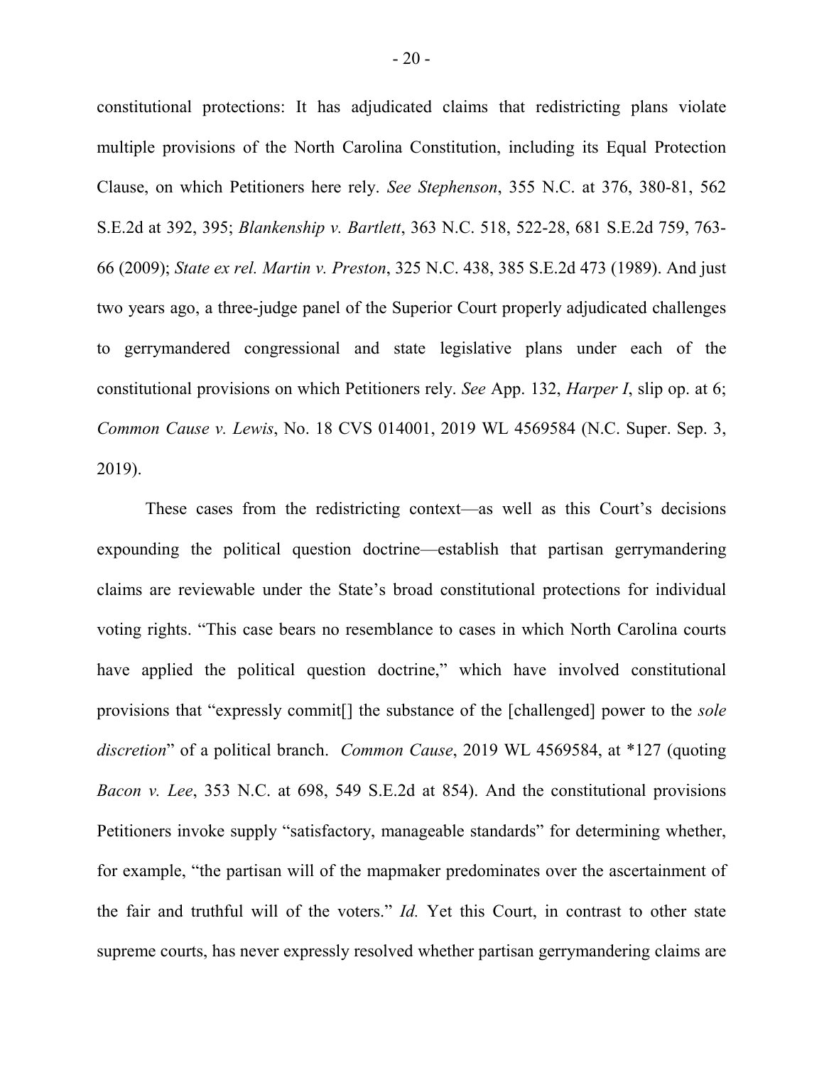constitutional protections: It has adjudicated claims that redistricting plans violate multiple provisions of the North Carolina Constitution, including its Equal Protection Clause, on which Petitioners here rely. *See Stephenson*, 355 N.C. at 376, 380-81, 562 S.E.2d at 392, 395; *Blankenship v. Bartlett*, 363 N.C. 518, 522-28, 681 S.E.2d 759, 763-66 (2009); *State ex rel. Martin v. Preston*, 325 N.C. 438, 385 S.E.2d 473 (1989). And just two years ago, a three-judge panel of the Superior Court properly adjudicated challenges to gerrymandered congressional and state legislative plans under each of the constitutional provisions on which Petitioners rely. *See* App. 132, *Harper I*, slip op. at 6; *Common Cause v. Lewis*, No. 18 CVS 014001, 2019 WL 4569584 (N.C. Super. Sep. 3, 2019).

These cases from the redistricting context—as well as this Court's decisions expounding the political question doctrine—establish that partisan gerrymandering claims are reviewable under the State's broad constitutional protections for individual voting rights. "This case bears no resemblance to cases in which North Carolina courts have applied the political question doctrine," which have involved constitutional provisions that "expressly commit[] the substance of the [challenged] power to the *sole discretion*" of a political branch. *Common Cause*, 2019 WL 4569584, at *127 (quoting *Bacon v. Lee*, 353 N.C. at 698, 549 S.E.2d at 854). And the constitutional provisions Petitioners invoke supply "satisfactory, manageable standards" for determining whether, for example, "the partisan will of the mapmaker predominates over the ascertainment of the fair and truthful will of the voters." *Id.* Yet this Court, in contrast to other state supreme courts, has never expressly resolved whether partisan gerrymandering claims are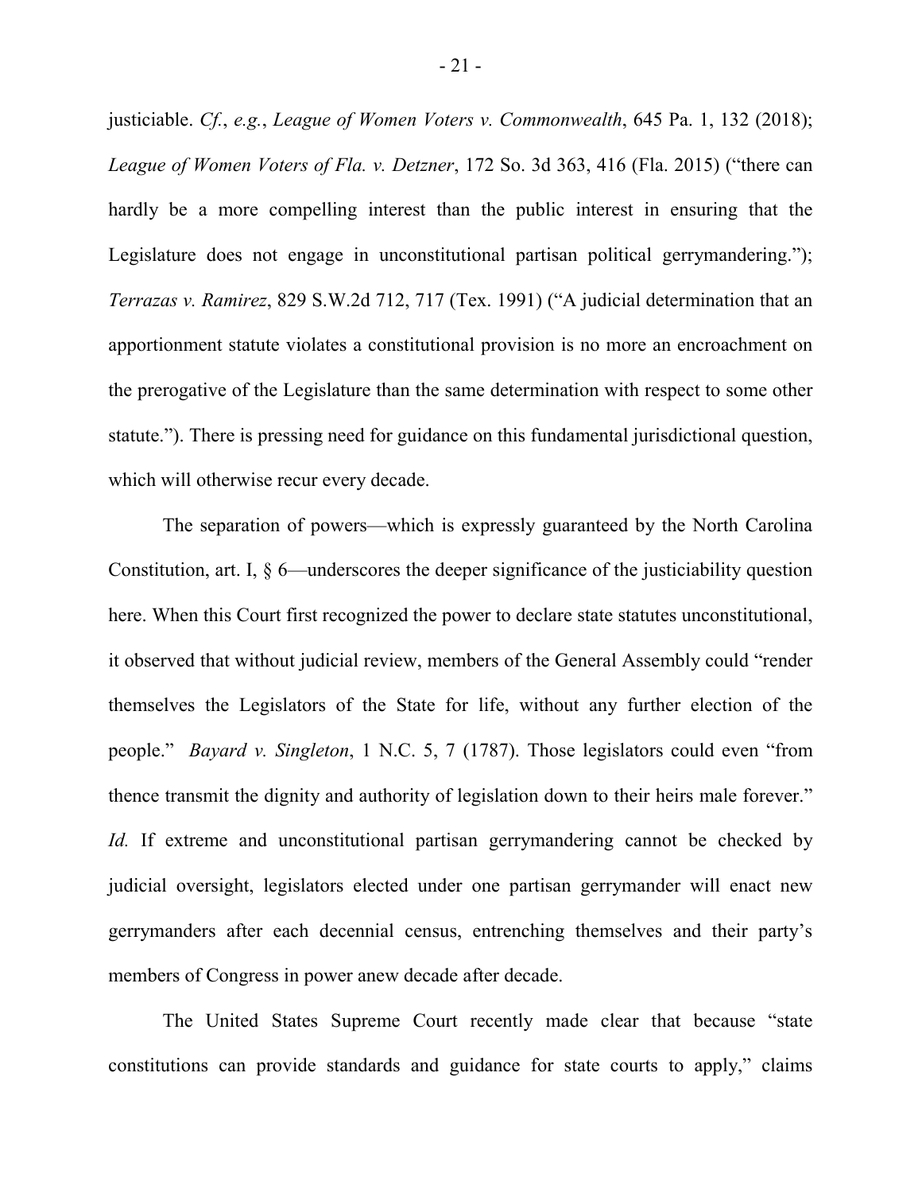justiciable. *Cf.*, *e.g.*, *League of Women Voters v. Commonwealth*, 645 Pa. 1, 132 (2018); *League of Women Voters of Fla. v. Detzner*, 172 So. 3d 363, 416 (Fla. 2015) ("there can hardly be a more compelling interest than the public interest in ensuring that the Legislature does not engage in unconstitutional partisan political gerrymandering."); *Terrazas v. Ramirez*, 829 S.W.2d 712, 717 (Tex. 1991) ("A judicial determination that an apportionment statute violates a constitutional provision is no more an encroachment on the prerogative of the Legislature than the same determination with respect to some other statute."). There is pressing need for guidance on this fundamental jurisdictional question, which will otherwise recur every decade.

The separation of powers—which is expressly guaranteed by the North Carolina Constitution, art. I, § 6—underscores the deeper significance of the justiciability question here. When this Court first recognized the power to declare state statutes unconstitutional, it observed that without judicial review, members of the General Assembly could "render themselves the Legislators of the State for life, without any further election of the people." *Bayard v. Singleton*, 1 N.C. 5, 7 (1787). Those legislators could even "from thence transmit the dignity and authority of legislation down to their heirs male forever." *Id.* If extreme and unconstitutional partisan gerrymandering cannot be checked by judicial oversight, legislators elected under one partisan gerrymander will enact new gerrymanders after each decennial census, entrenching themselves and their party's members of Congress in power anew decade after decade.

The United States Supreme Court recently made clear that because "state constitutions can provide standards and guidance for state courts to apply," claims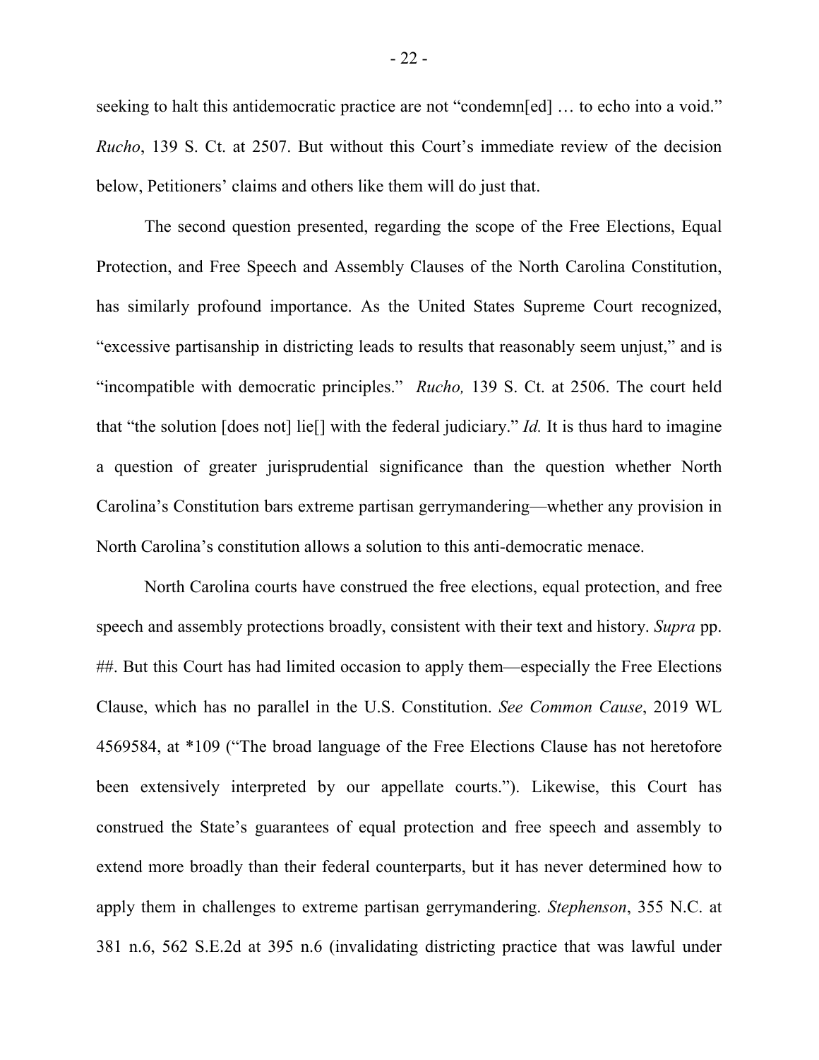seeking to halt this antidemocratic practice are not "condemn[ed] … to echo into a void." *Rucho*, 139 S. Ct. at 2507. But without this Court's immediate review of the decision below, Petitioners' claims and others like them will do just that.

The second question presented, regarding the scope of the Free Elections, Equal Protection, and Free Speech and Assembly Clauses of the North Carolina Constitution, has similarly profound importance. As the United States Supreme Court recognized, "excessive partisanship in districting leads to results that reasonably seem unjust," and is "incompatible with democratic principles." *Rucho,* 139 S. Ct. at 2506. The court held that "the solution [does not] lie[] with the federal judiciary." *Id.* It is thus hard to imagine a question of greater jurisprudential significance than the question whether North Carolina's Constitution bars extreme partisan gerrymandering—whether any provision in North Carolina's constitution allows a solution to this anti-democratic menace.

North Carolina courts have construed the free elections, equal protection, and free speech and assembly protections broadly, consistent with their text and history. *Supra* pp. ##. But this Court has had limited occasion to apply them—especially the Free Elections Clause, which has no parallel in the U.S. Constitution. *See Common Cause*, 2019 WL 4569584, at *109 ("The broad language of the Free Elections Clause has not heretofore been extensively interpreted by our appellate courts."). Likewise, this Court has construed the State's guarantees of equal protection and free speech and assembly to extend more broadly than their federal counterparts, but it has never determined how to apply them in challenges to extreme partisan gerrymandering. *Stephenson*, 355 N.C. at 381 n.6, 562 S.E.2d at 395 n.6 (invalidating districting practice that was lawful under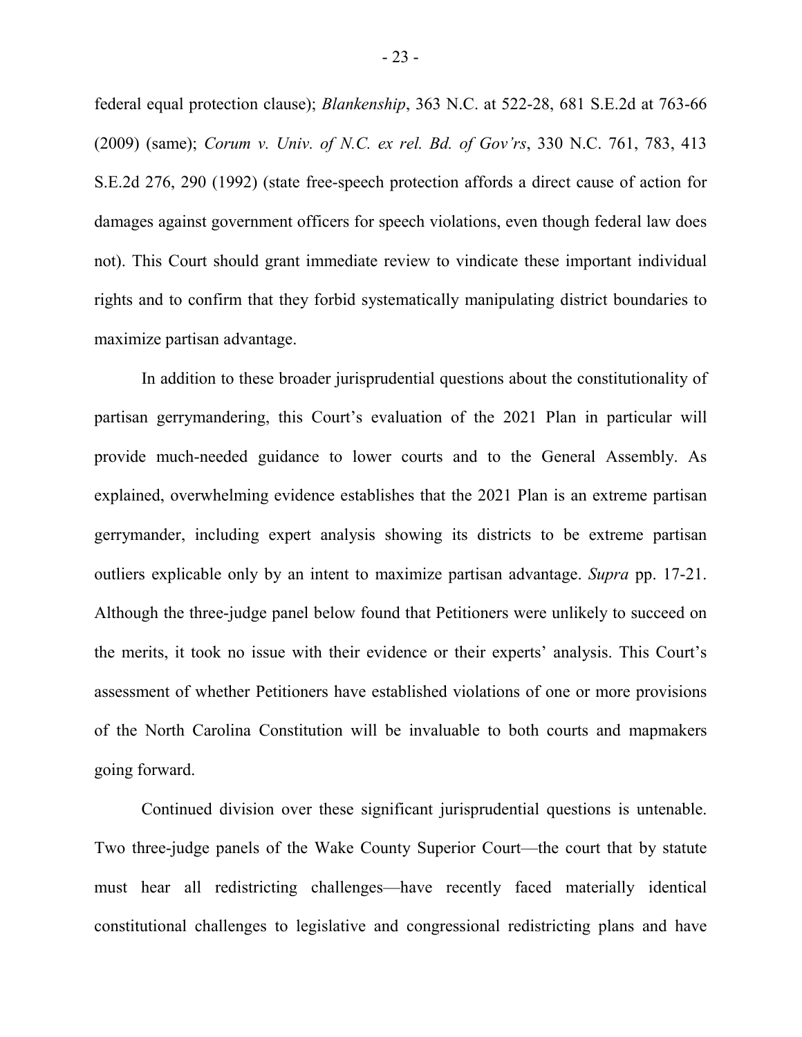federal equal protection clause); *Blankenship*, 363 N.C. at 522-28, 681 S.E.2d at 763-66 (2009) (same); *Corum v. Univ. of N.C. ex rel. Bd. of Gov'rs*, 330 N.C. 761, 783, 413 S.E.2d 276, 290 (1992) (state free-speech protection affords a direct cause of action for damages against government officers for speech violations, even though federal law does not). This Court should grant immediate review to vindicate these important individual rights and to confirm that they forbid systematically manipulating district boundaries to maximize partisan advantage.

In addition to these broader jurisprudential questions about the constitutionality of partisan gerrymandering, this Court's evaluation of the 2021 Plan in particular will provide much-needed guidance to lower courts and to the General Assembly. As explained, overwhelming evidence establishes that the 2021 Plan is an extreme partisan gerrymander, including expert analysis showing its districts to be extreme partisan outliers explicable only by an intent to maximize partisan advantage. *Supra* pp. 17-21. Although the three-judge panel below found that Petitioners were unlikely to succeed on the merits, it took no issue with their evidence or their experts' analysis. This Court's assessment of whether Petitioners have established violations of one or more provisions of the North Carolina Constitution will be invaluable to both courts and mapmakers going forward.

Continued division over these significant jurisprudential questions is untenable. Two three-judge panels of the Wake County Superior Court—the court that by statute must hear all redistricting challenges—have recently faced materially identical constitutional challenges to legislative and congressional redistricting plans and have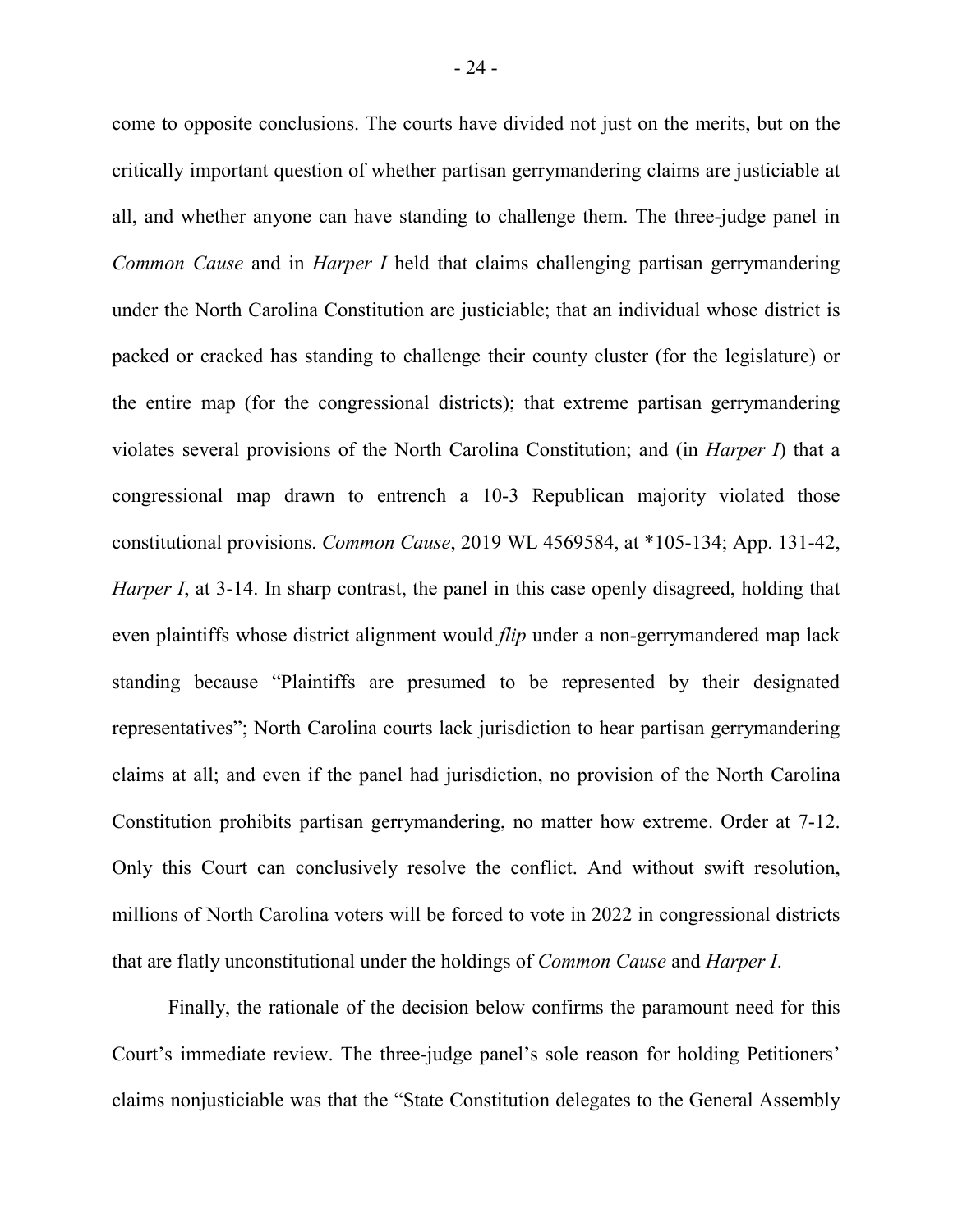come to opposite conclusions. The courts have divided not just on the merits, but on the critically important question of whether partisan gerrymandering claims are justiciable at all, and whether anyone can have standing to challenge them. The three-judge panel in *Common Cause* and in *Harper I* held that claims challenging partisan gerrymandering under the North Carolina Constitution are justiciable; that an individual whose district is packed or cracked has standing to challenge their county cluster (for the legislature) or the entire map (for the congressional districts); that extreme partisan gerrymandering violates several provisions of the North Carolina Constitution; and (in *Harper I*) that a congressional map drawn to entrench a 10-3 Republican majority violated those constitutional provisions. *Common Cause*, 2019 WL 4569584, at *105-134; App. 131-42, *Harper I*, at 3-14. In sharp contrast, the panel in this case openly disagreed, holding that even plaintiffs whose district alignment would *flip* under a non-gerrymandered map lack standing because "Plaintiffs are presumed to be represented by their designated representatives"; North Carolina courts lack jurisdiction to hear partisan gerrymandering claims at all; and even if the panel had jurisdiction, no provision of the North Carolina Constitution prohibits partisan gerrymandering, no matter how extreme. Order at 7-12. Only this Court can conclusively resolve the conflict. And without swift resolution, millions of North Carolina voters will be forced to vote in 2022 in congressional districts that are flatly unconstitutional under the holdings of *Common Cause* and *Harper I*.

Finally, the rationale of the decision below confirms the paramount need for this Court's immediate review. The three-judge panel's sole reason for holding Petitioners' claims nonjusticiable was that the "State Constitution delegates to the General Assembly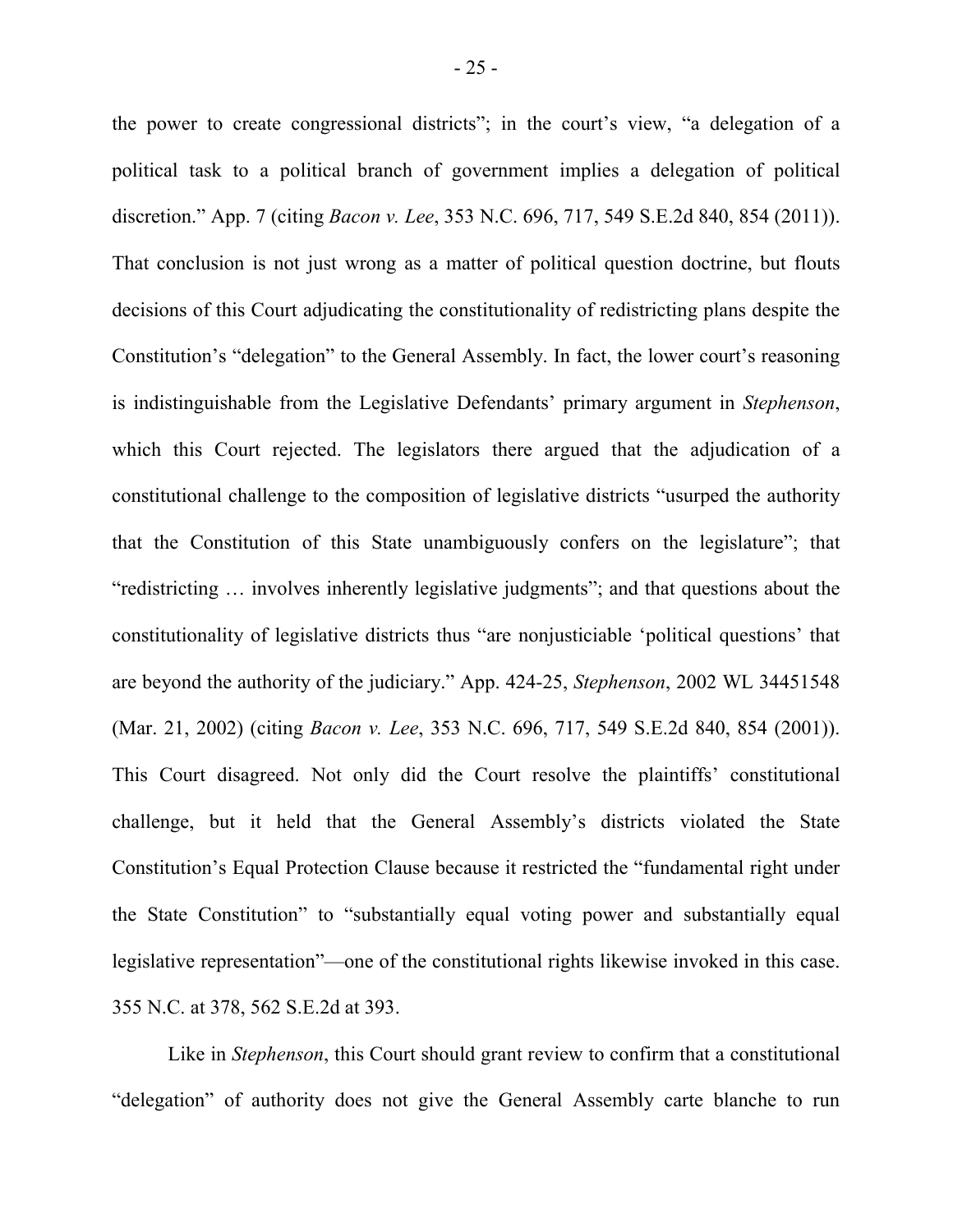the power to create congressional districts"; in the court's view, "a delegation of a political task to a political branch of government implies a delegation of political discretion." App. 7 (citing *Bacon v. Lee*, 353 N.C. 696, 717, 549 S.E.2d 840, 854 (2011)). That conclusion is not just wrong as a matter of political question doctrine, but flouts decisions of this Court adjudicating the constitutionality of redistricting plans despite the Constitution's "delegation" to the General Assembly. In fact, the lower court's reasoning is indistinguishable from the Legislative Defendants' primary argument in *Stephenson*, which this Court rejected. The legislators there argued that the adjudication of a constitutional challenge to the composition of legislative districts "usurped the authority that the Constitution of this State unambiguously confers on the legislature"; that "redistricting … involves inherently legislative judgments"; and that questions about the constitutionality of legislative districts thus "are nonjusticiable 'political questions' that are beyond the authority of the judiciary." App. 424-25, *Stephenson*, 2002 WL 34451548 (Mar. 21, 2002) (citing *Bacon v. Lee*, 353 N.C. 696, 717, 549 S.E.2d 840, 854 (2001)). This Court disagreed. Not only did the Court resolve the plaintiffs' constitutional challenge, but it held that the General Assembly's districts violated the State Constitution's Equal Protection Clause because it restricted the "fundamental right under the State Constitution" to "substantially equal voting power and substantially equal legislative representation"—one of the constitutional rights likewise invoked in this case. 355 N.C. at 378, 562 S.E.2d at 393.

Like in *Stephenson*, this Court should grant review to confirm that a constitutional "delegation" of authority does not give the General Assembly carte blanche to run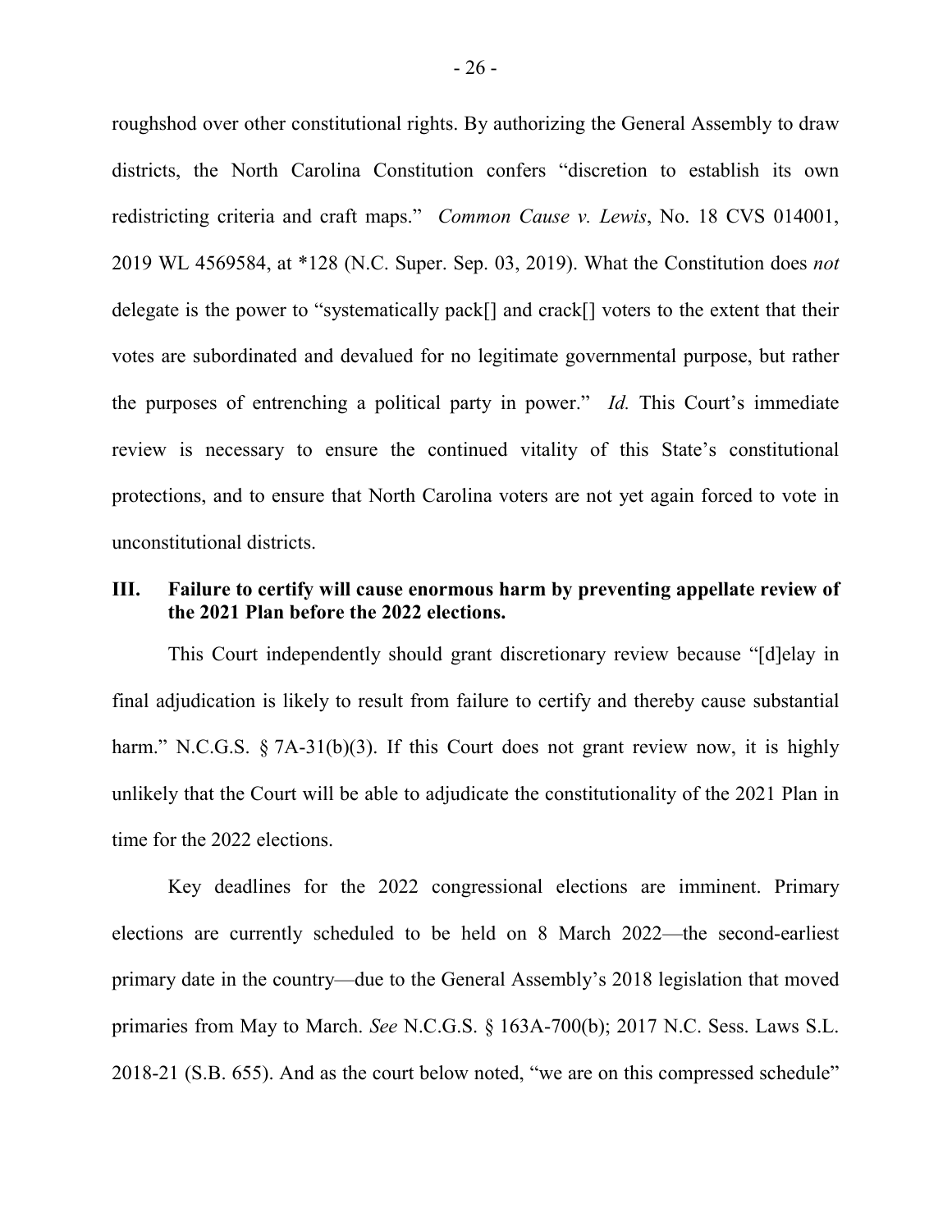roughshod over other constitutional rights. By authorizing the General Assembly to draw districts, the North Carolina Constitution confers "discretion to establish its own redistricting criteria and craft maps." *Common Cause v. Lewis*, No. 18 CVS 014001, 2019 WL 4569584, at *128 (N.C. Super. Sep. 03, 2019). What the Constitution does *not* delegate is the power to "systematically pack[] and crack[] voters to the extent that their votes are subordinated and devalued for no legitimate governmental purpose, but rather the purposes of entrenching a political party in power." *Id.* This Court's immediate review is necessary to ensure the continued vitality of this State's constitutional protections, and to ensure that North Carolina voters are not yet again forced to vote in unconstitutional districts.

## III. Failure to certify will cause enormous harm by preventing appellate review of the 2021 Plan before the 2022 elections.

This Court independently should grant discretionary review because "[d]elay in final adjudication is likely to result from failure to certify and thereby cause substantial harm." N.C.G.S. § 7A-31(b)(3). If this Court does not grant review now, it is highly unlikely that the Court will be able to adjudicate the constitutionality of the 2021 Plan in time for the 2022 elections.

Key deadlines for the 2022 congressional elections are imminent. Primary elections are currently scheduled to be held on 8 March 2022—the second-earliest primary date in the country—due to the General Assembly's 2018 legislation that moved primaries from May to March. *See* N.C.G.S. § 163A-700(b); 2017 N.C. Sess. Laws S.L. 2018-21 (S.B. 655). And as the court below noted, "we are on this compressed schedule"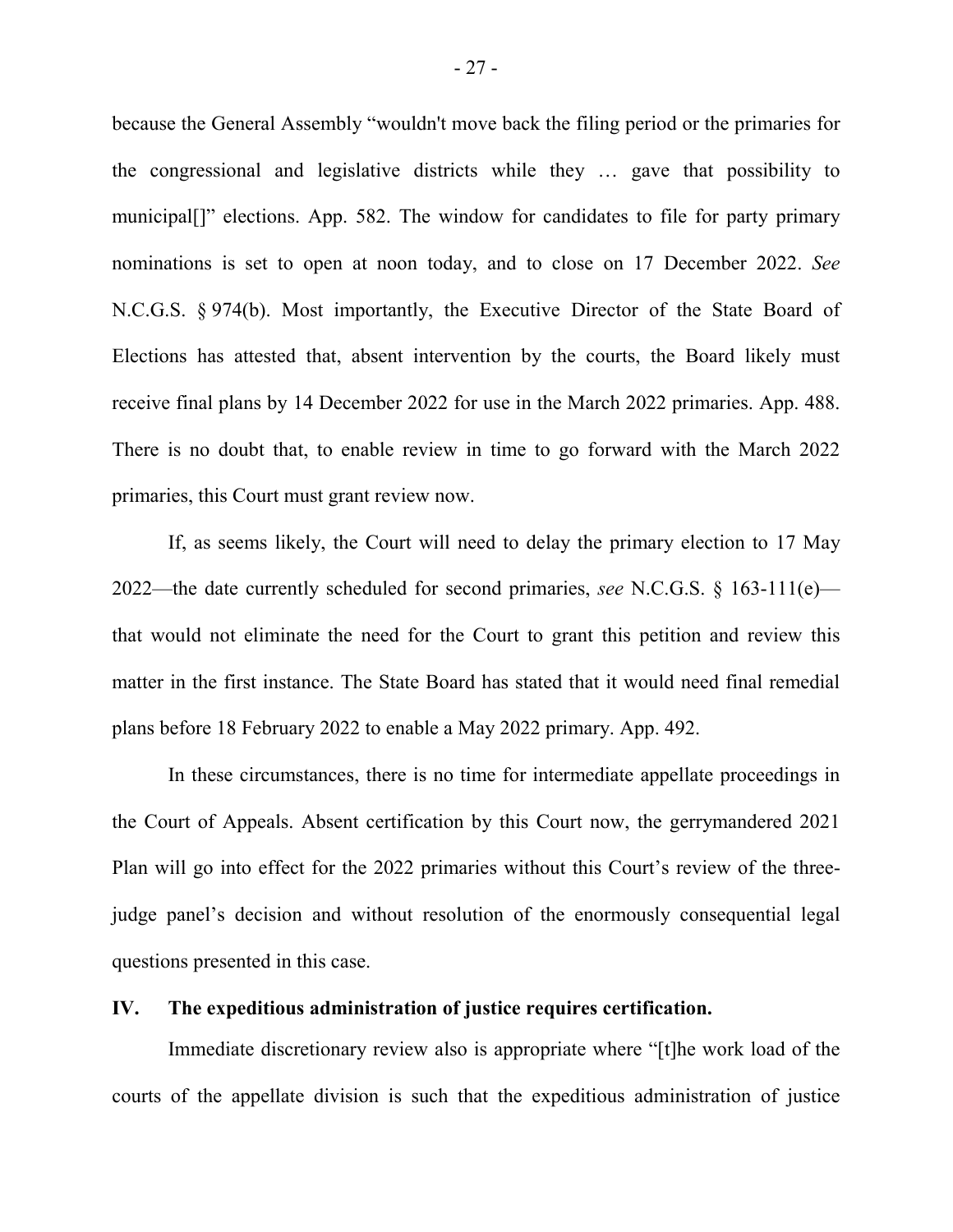because the General Assembly "wouldn't move back the filing period or the primaries for the congressional and legislative districts while they … gave that possibility to municipal[]" elections. App. 582. The window for candidates to file for party primary nominations is set to open at noon today, and to close on 17 December 2022. *See* N.C.G.S. § 974(b). Most importantly, the Executive Director of the State Board of Elections has attested that, absent intervention by the courts, the Board likely must receive final plans by 14 December 2022 for use in the March 2022 primaries. App. 488. There is no doubt that, to enable review in time to go forward with the March 2022 primaries, this Court must grant review now.

If, as seems likely, the Court will need to delay the primary election to 17 May 2022—the date currently scheduled for second primaries, *see* N.C.G.S. § 163-111(e)—that would not eliminate the need for the Court to grant this petition and review this matter in the first instance. The State Board has stated that it would need final remedial plans before 18 February 2022 to enable a May 2022 primary. App. 492.

In these circumstances, there is no time for intermediate appellate proceedings in the Court of Appeals. Absent certification by this Court now, the gerrymandered 2021 Plan will go into effect for the 2022 primaries without this Court's review of the three-judge panel's decision and without resolution of the enormously consequential legal questions presented in this case.

## IV. The expeditious administration of justice requires certification.

Immediate discretionary review also is appropriate where "[t]he work load of the courts of the appellate division is such that the expeditious administration of justice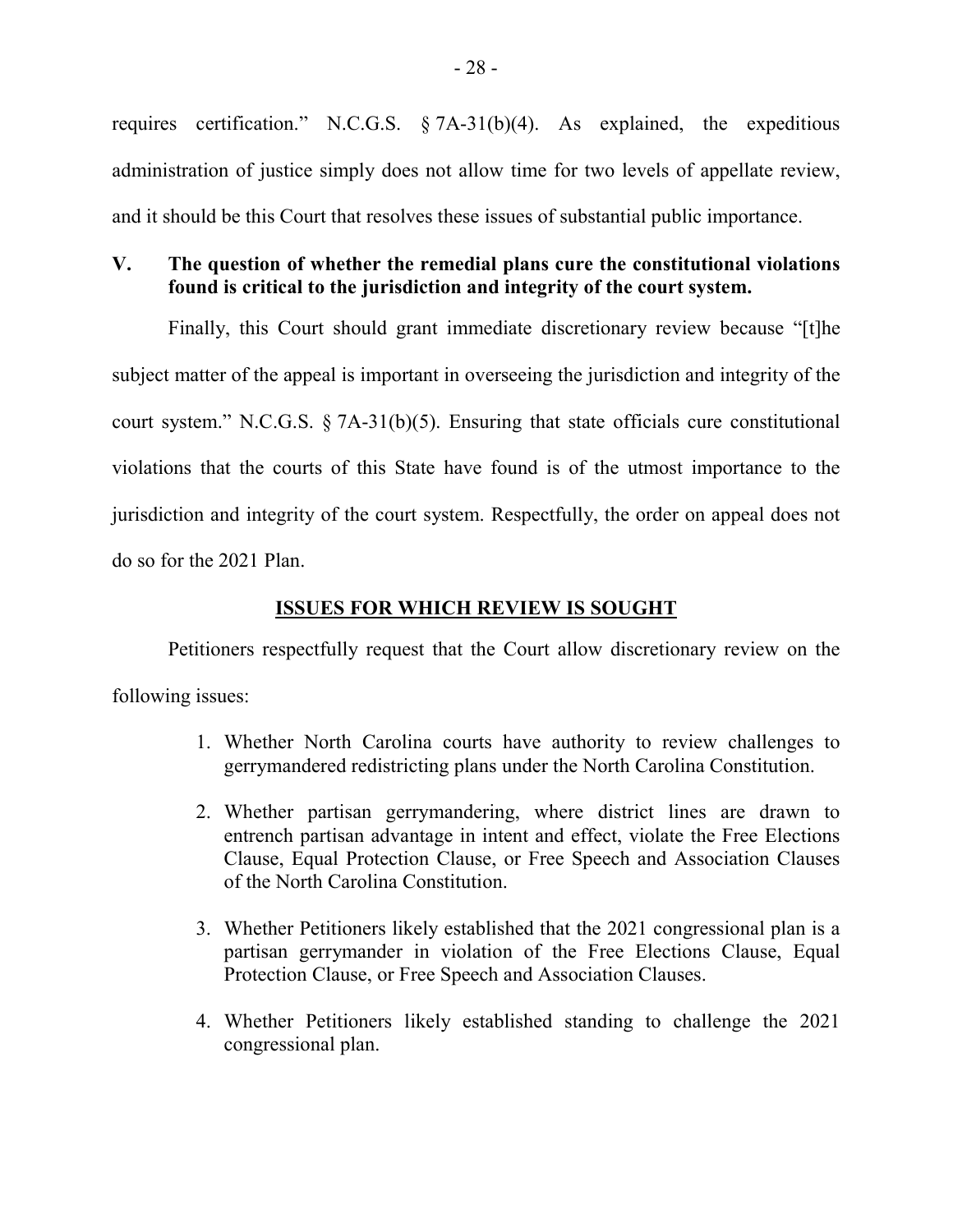requires certification." N.C.G.S. § 7A-31(b)(4). As explained, the expeditious administration of justice simply does not allow time for two levels of appellate review, and it should be this Court that resolves these issues of substantial public importance.

### V. The question of whether the remedial plans cure the constitutional violations found is critical to the jurisdiction and integrity of the court system.

Finally, this Court should grant immediate discretionary review because "[t]he subject matter of the appeal is important in overseeing the jurisdiction and integrity of the court system." N.C.G.S. § 7A-31(b)(5). Ensuring that state officials cure constitutional violations that the courts of this State have found is of the utmost importance to the jurisdiction and integrity of the court system. Respectfully, the order on appeal does not do so for the 2021 Plan.

## ISSUES FOR WHICH REVIEW IS SOUGHT

Petitioners respectfully request that the Court allow discretionary review on the following issues:

1. Whether North Carolina courts have authority to review challenges to gerrymandered redistricting plans under the North Carolina Constitution.
2. Whether partisan gerrymandering, where district lines are drawn to entrench partisan advantage in intent and effect, violate the Free Elections Clause, Equal Protection Clause, or Free Speech and Association Clauses of the North Carolina Constitution.
3. Whether Petitioners likely established that the 2021 congressional plan is a partisan gerrymander in violation of the Free Elections Clause, Equal Protection Clause, or Free Speech and Association Clauses.
4. Whether Petitioners likely established standing to challenge the 2021 congressional plan.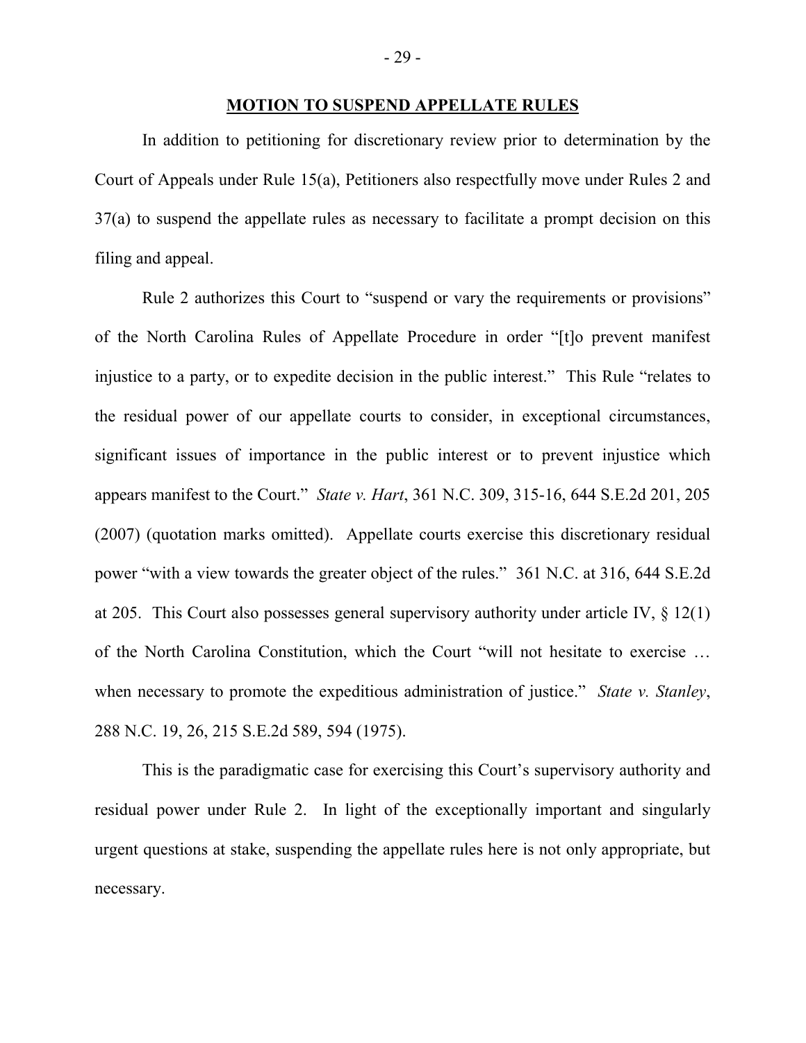## MOTION TO SUSPEND APPELLATE RULES

In addition to petitioning for discretionary review prior to determination by the Court of Appeals under Rule 15(a), Petitioners also respectfully move under Rules 2 and 37(a) to suspend the appellate rules as necessary to facilitate a prompt decision on this filing and appeal.

Rule 2 authorizes this Court to "suspend or vary the requirements or provisions" of the North Carolina Rules of Appellate Procedure in order "[t]o prevent manifest injustice to a party, or to expedite decision in the public interest." This Rule "relates to the residual power of our appellate courts to consider, in exceptional circumstances, significant issues of importance in the public interest or to prevent injustice which appears manifest to the Court." *State v. Hart*, 361 N.C. 309, 315-16, 644 S.E.2d 201, 205 (2007) (quotation marks omitted). Appellate courts exercise this discretionary residual power "with a view towards the greater object of the rules." 361 N.C. at 316, 644 S.E.2d at 205. This Court also possesses general supervisory authority under article IV, § 12(1) of the North Carolina Constitution, which the Court "will not hesitate to exercise … when necessary to promote the expeditious administration of justice." *State v. Stanley*, 288 N.C. 19, 26, 215 S.E.2d 589, 594 (1975).

This is the paradigmatic case for exercising this Court's supervisory authority and residual power under Rule 2. In light of the exceptionally important and singularly urgent questions at stake, suspending the appellate rules here is not only appropriate, but necessary.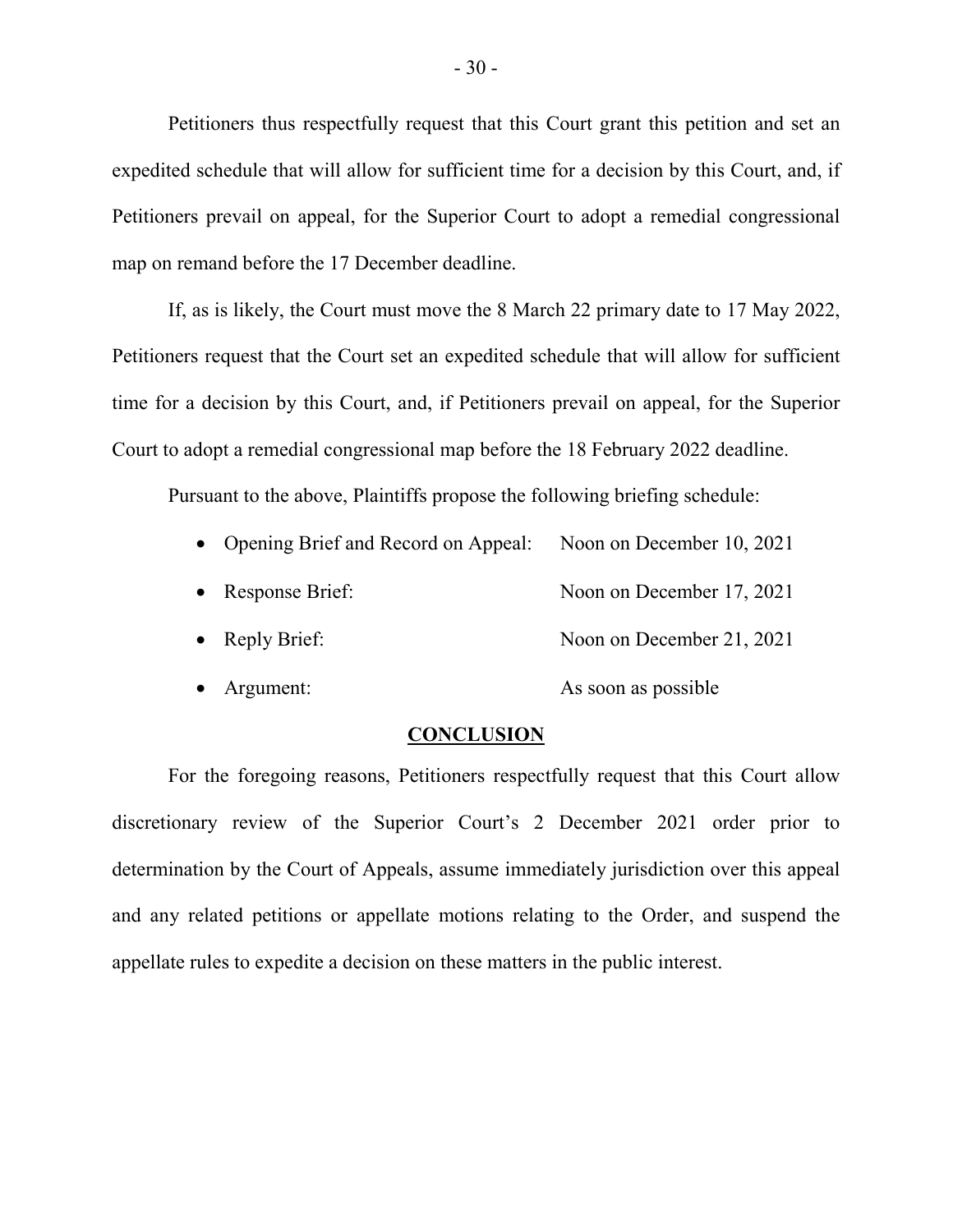Petitioners thus respectfully request that this Court grant this petition and set an expedited schedule that will allow for sufficient time for a decision by this Court, and, if Petitioners prevail on appeal, for the Superior Court to adopt a remedial congressional map on remand before the 17 December deadline.

If, as is likely, the Court must move the 8 March 22 primary date to 17 May 2022, Petitioners request that the Court set an expedited schedule that will allow for sufficient time for a decision by this Court, and, if Petitioners prevail on appeal, for the Superior Court to adopt a remedial congressional map before the 18 February 2022 deadline.

Pursuant to the above, Plaintiffs propose the following briefing schedule:

- Opening Brief and Record on Appeal: Noon on December 10, 2021
- Response Brief: Noon on December 17, 2021
- Reply Brief: Noon on December 21, 2021
- Argument: As soon as possible

## CONCLUSION

For the foregoing reasons, Petitioners respectfully request that this Court allow discretionary review of the Superior Court's 2 December 2021 order prior to determination by the Court of Appeals, assume immediately jurisdiction over this appeal and any related petitions or appellate motions relating to the Order, and suspend the appellate rules to expedite a decision on these matters in the public interest.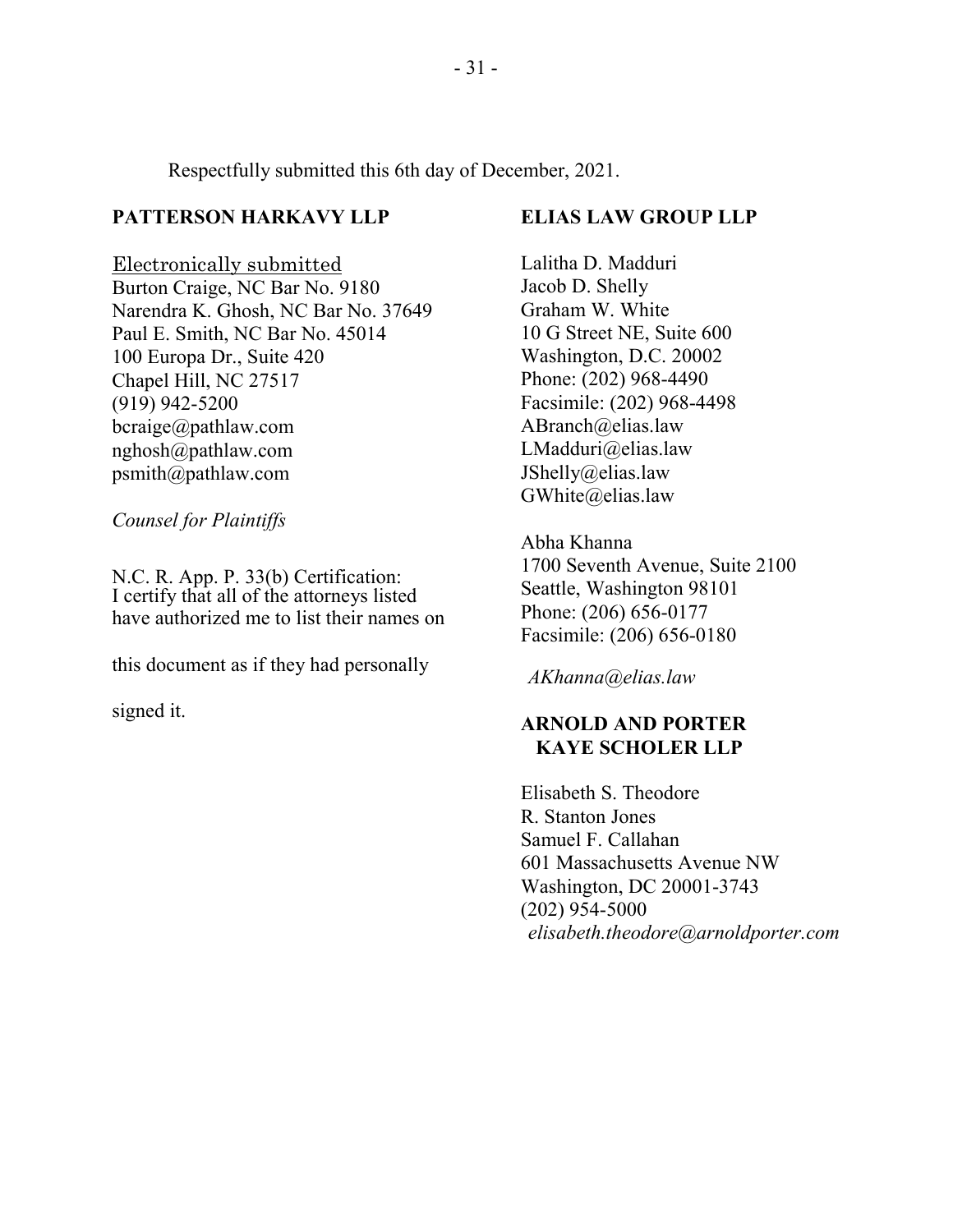Respectfully submitted this 6th day of December, 2021.

**PATTERSON HARKAVY LLP**

Electronically submitted
Burton Craige, NC Bar No. 9180
Narendra K. Ghosh, NC Bar No. 37649
Paul E. Smith, NC Bar No. 45014
100 Europa Dr., Suite 420
Chapel Hill, NC 27517
(919) 942-5200
bcraige@pathlaw.com
nghosh@pathlaw.com
psmith@pathlaw.com

*Counsel for Plaintiffs*

N.C. R. App. P. 33(b) Certification: I certify that all of the attorneys listed have authorized me to list their names on this document as if they had personally signed it.

**ELIAS LAW GROUP LLP**

Lalitha D. Madduri
Jacob D. Shelly
Graham W. White
10 G Street NE, Suite 600
Washington, D.C. 20002
Phone: (202) 968-4490
Facsimile: (202) 968-4498
ABranch@elias.law
LMadduri@elias.law
JShelly@elias.law
GWhite@elias.law

Abha Khanna
1700 Seventh Avenue, Suite 2100
Seattle, Washington 98101
Phone: (206) 656-0177
Facsimile: (206) 656-0180
*AKhanna@elias.law*

**ARNOLD AND PORTER KAYE SCHOLER LLP**

Elisabeth S. Theodore
R. Stanton Jones
Samuel F. Callahan
601 Massachusetts Avenue NW
Washington, DC 20001-3743
(202) 954-5000
*elisabeth.theodore@arnoldporter.com*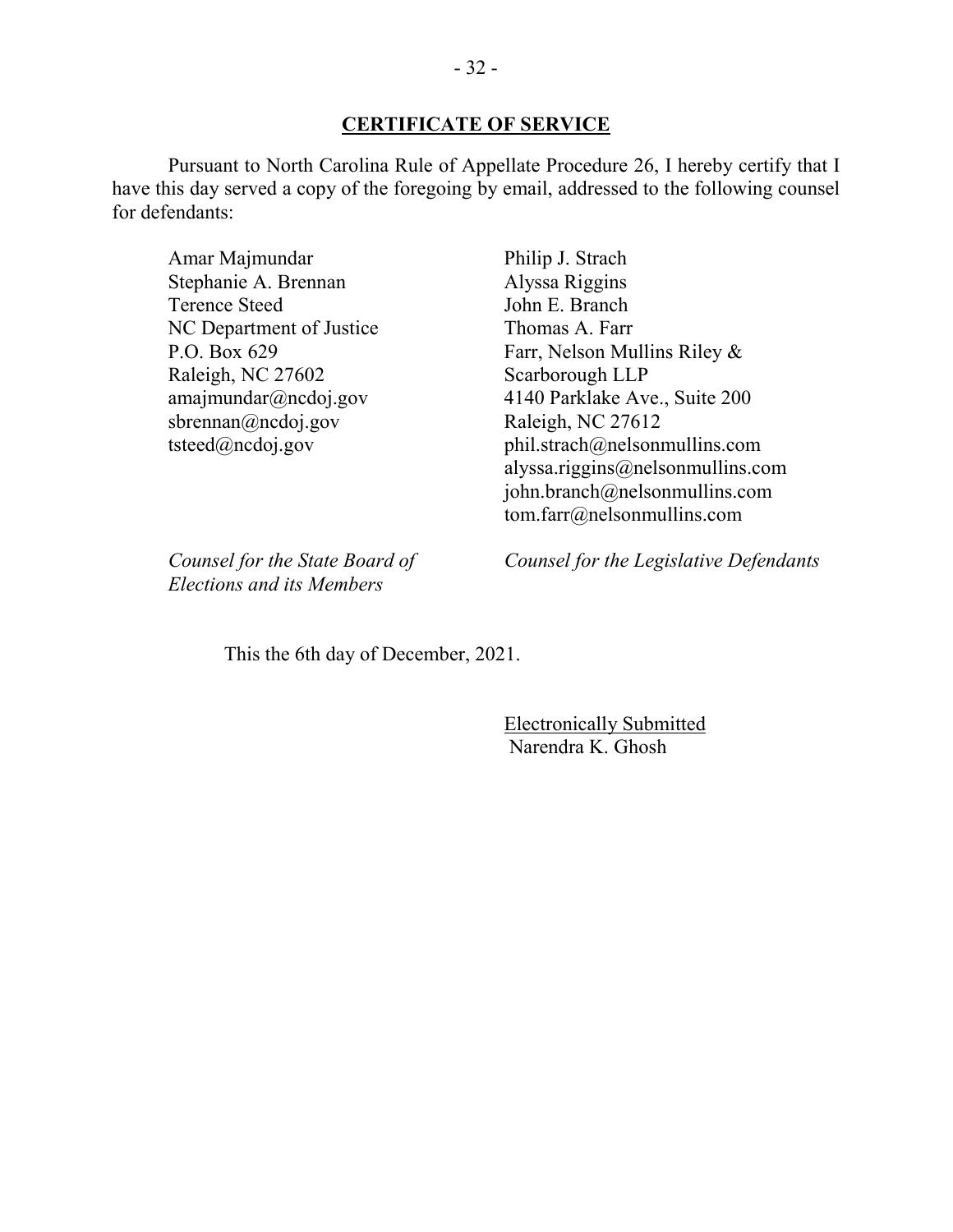## CERTIFICATE OF SERVICE

Pursuant to North Carolina Rule of Appellate Procedure 26, I hereby certify that I have this day served a copy of the foregoing by email, addressed to the following counsel for defendants:

Amar Majmundar
Stephanie A. Brennan
Terence Steed
NC Department of Justice
P.O. Box 629
Raleigh, NC 27602
amajmundar@ncdoj.gov
sbrennan@ncdoj.gov
tsteed@ncdoj.gov

*Counsel for the State Board of Elections and its Members*

Philip J. Strach
Alyssa Riggins
John E. Branch
Thomas A. Farr
Farr, Nelson Mullins Riley & Scarborough LLP
4140 Parklake Ave., Suite 200
Raleigh, NC 27612
phil.strach@nelsonmullins.com
alyssa.riggins@nelsonmullins.com
john.branch@nelsonmullins.com
tom.farr@nelsonmullins.com

*Counsel for the Legislative Defendants*

This the 6th day of December, 2021.

Electronically Submitted
Narendra K. Ghosh